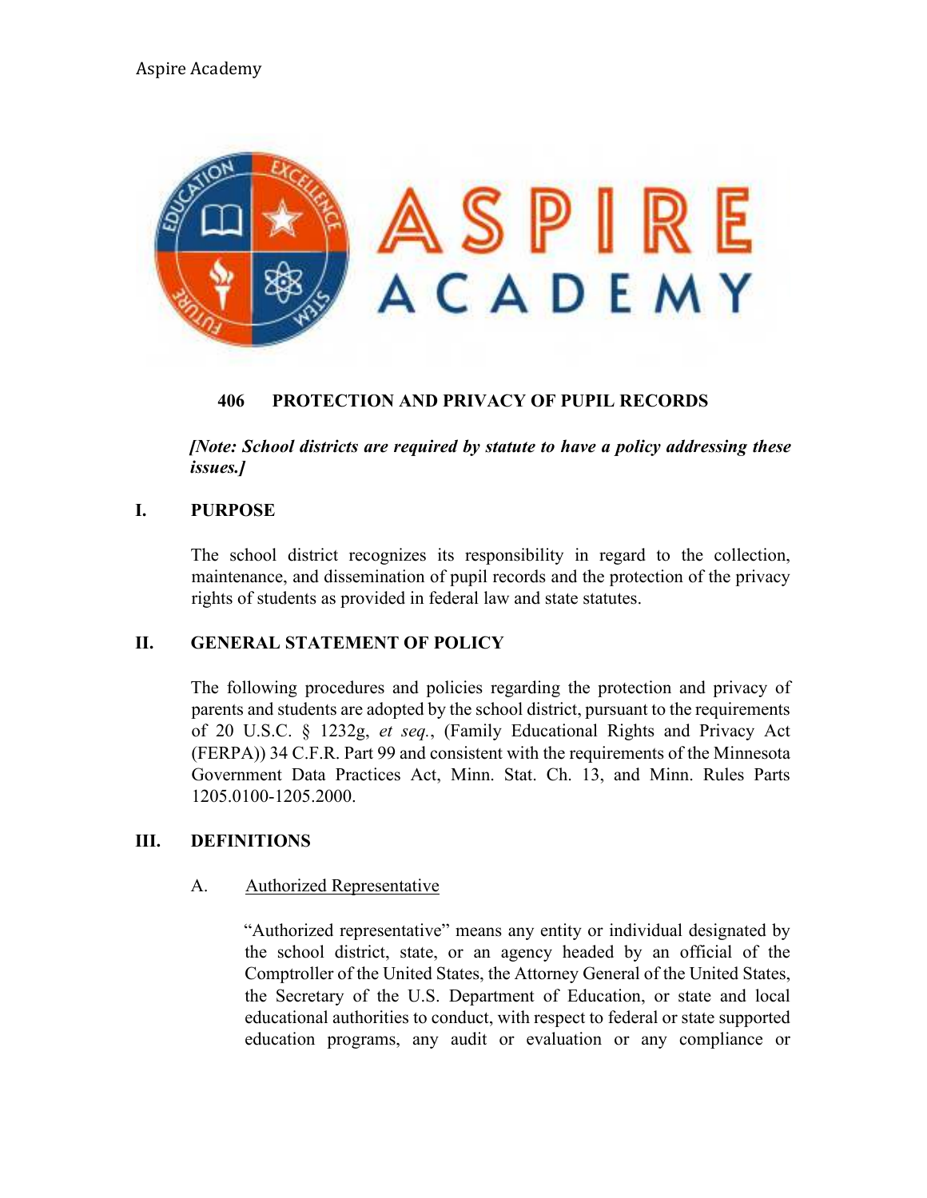Aspire Academy

# 406 PROTECTION AND PRIVACY OF PUPIL RECORDS

*[Note: School districts are required by statute to have a policy addressing these issues.]*

## I. PURPOSE

The school district recognizes its responsibility in regard to the collection, maintenance, and dissemination of pupil records and the protection of the privacy rights of students as provided in federal law and state statutes.

## II. GENERAL STATEMENT OF POLICY

The following procedures and policies regarding the protection and privacy of parents and students are adopted by the school district, pursuant to the requirements of 20 U.S.C. § 1232g, *et seq.*, (Family Educational Rights and Privacy Act (FERPA)) 34 C.F.R. Part 99 and consistent with the requirements of the Minnesota Government Data Practices Act, Minn. Stat. Ch. 13, and Minn. Rules Parts 1205.0100-1205.2000.

## III. DEFINITIONS

### A. Authorized Representative

"Authorized representative" means any entity or individual designated by the school district, state, or an agency headed by an official of the Comptroller of the United States, the Attorney General of the United States, the Secretary of the U.S. Department of Education, or state and local educational authorities to conduct, with respect to federal or state supported education programs, any audit or evaluation or any compliance or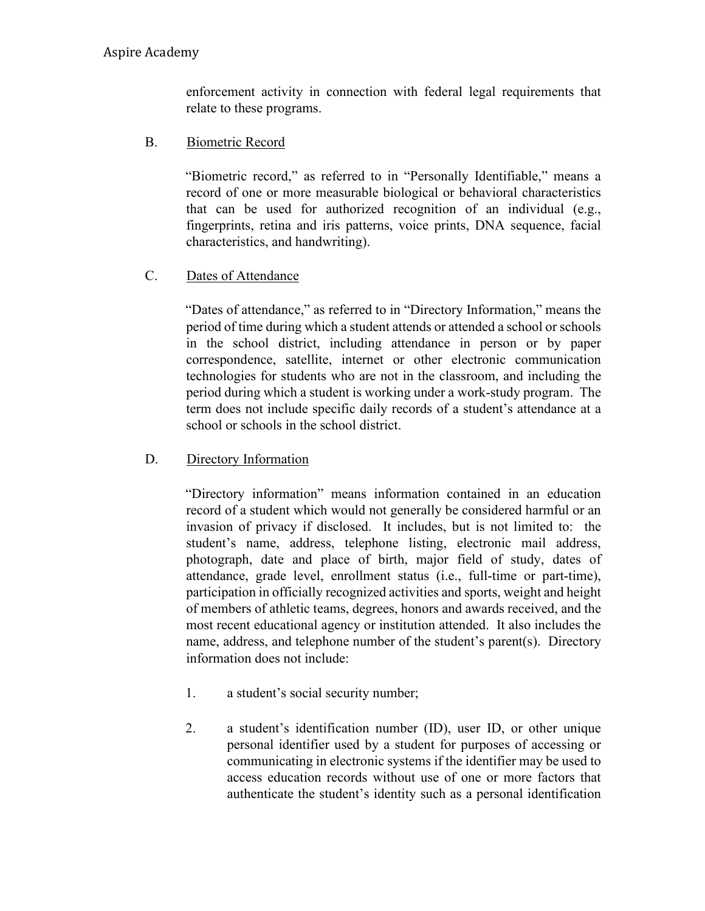enforcement activity in connection with federal legal requirements that relate to these programs.

B. Biometric Record

"Biometric record," as referred to in "Personally Identifiable," means a record of one or more measurable biological or behavioral characteristics that can be used for authorized recognition of an individual (e.g., fingerprints, retina and iris patterns, voice prints, DNA sequence, facial characteristics, and handwriting).

C. Dates of Attendance

"Dates of attendance," as referred to in "Directory Information," means the period of time during which a student attends or attended a school or schools in the school district, including attendance in person or by paper correspondence, satellite, internet or other electronic communication technologies for students who are not in the classroom, and including the period during which a student is working under a work-study program. The term does not include specific daily records of a student's attendance at a school or schools in the school district.

D. Directory Information

"Directory information" means information contained in an education record of a student which would not generally be considered harmful or an invasion of privacy if disclosed. It includes, but is not limited to: the student's name, address, telephone listing, electronic mail address, photograph, date and place of birth, major field of study, dates of attendance, grade level, enrollment status (i.e., full-time or part-time), participation in officially recognized activities and sports, weight and height of members of athletic teams, degrees, honors and awards received, and the most recent educational agency or institution attended. It also includes the name, address, and telephone number of the student's parent(s). Directory information does not include:

1. a student's social security number;

2. a student's identification number (ID), user ID, or other unique personal identifier used by a student for purposes of accessing or communicating in electronic systems if the identifier may be used to access education records without use of one or more factors that authenticate the student's identity such as a personal identification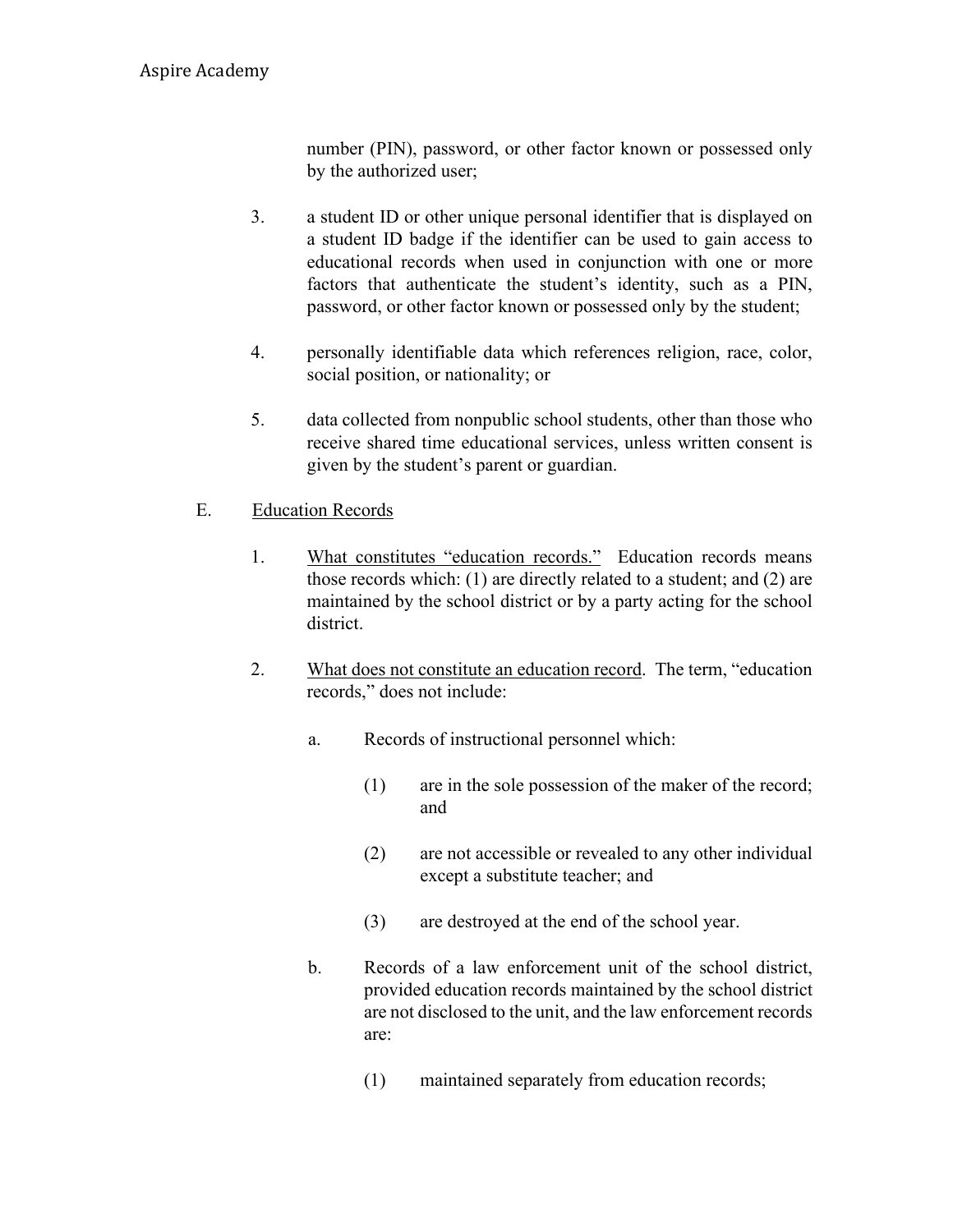number (PIN), password, or other factor known or possessed only by the authorized user;

3. a student ID or other unique personal identifier that is displayed on a student ID badge if the identifier can be used to gain access to educational records when used in conjunction with one or more factors that authenticate the student's identity, such as a PIN, password, or other factor known or possessed only by the student;

4. personally identifiable data which references religion, race, color, social position, or nationality; or

5. data collected from nonpublic school students, other than those who receive shared time educational services, unless written consent is given by the student's parent or guardian.

E. Education Records

1. What constitutes "education records." Education records means those records which: (1) are directly related to a student; and (2) are maintained by the school district or by a party acting for the school district.

2. What does not constitute an education record. The term, "education records," does not include:

   a. Records of instructional personnel which:

      (1) are in the sole possession of the maker of the record; and

      (2) are not accessible or revealed to any other individual except a substitute teacher; and

      (3) are destroyed at the end of the school year.

   b. Records of a law enforcement unit of the school district, provided education records maintained by the school district are not disclosed to the unit, and the law enforcement records are:

      (1) maintained separately from education records;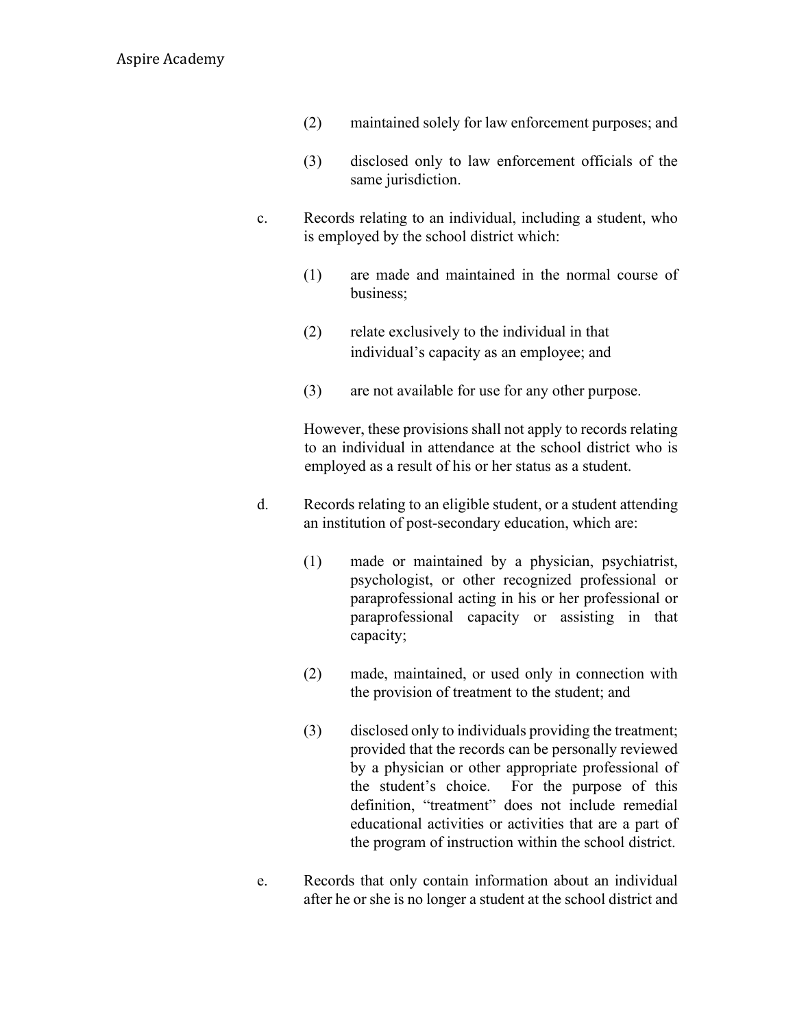(2) maintained solely for law enforcement purposes; and

(3) disclosed only to law enforcement officials of the same jurisdiction.

c. Records relating to an individual, including a student, who is employed by the school district which:

(1) are made and maintained in the normal course of business;

(2) relate exclusively to the individual in that individual's capacity as an employee; and

(3) are not available for use for any other purpose.

However, these provisions shall not apply to records relating to an individual in attendance at the school district who is employed as a result of his or her status as a student.

d. Records relating to an eligible student, or a student attending an institution of post-secondary education, which are:

(1) made or maintained by a physician, psychiatrist, psychologist, or other recognized professional or paraprofessional acting in his or her professional or paraprofessional capacity or assisting in that capacity;

(2) made, maintained, or used only in connection with the provision of treatment to the student; and

(3) disclosed only to individuals providing the treatment; provided that the records can be personally reviewed by a physician or other appropriate professional of the student's choice. For the purpose of this definition, "treatment" does not include remedial educational activities or activities that are a part of the program of instruction within the school district.

e. Records that only contain information about an individual after he or she is no longer a student at the school district and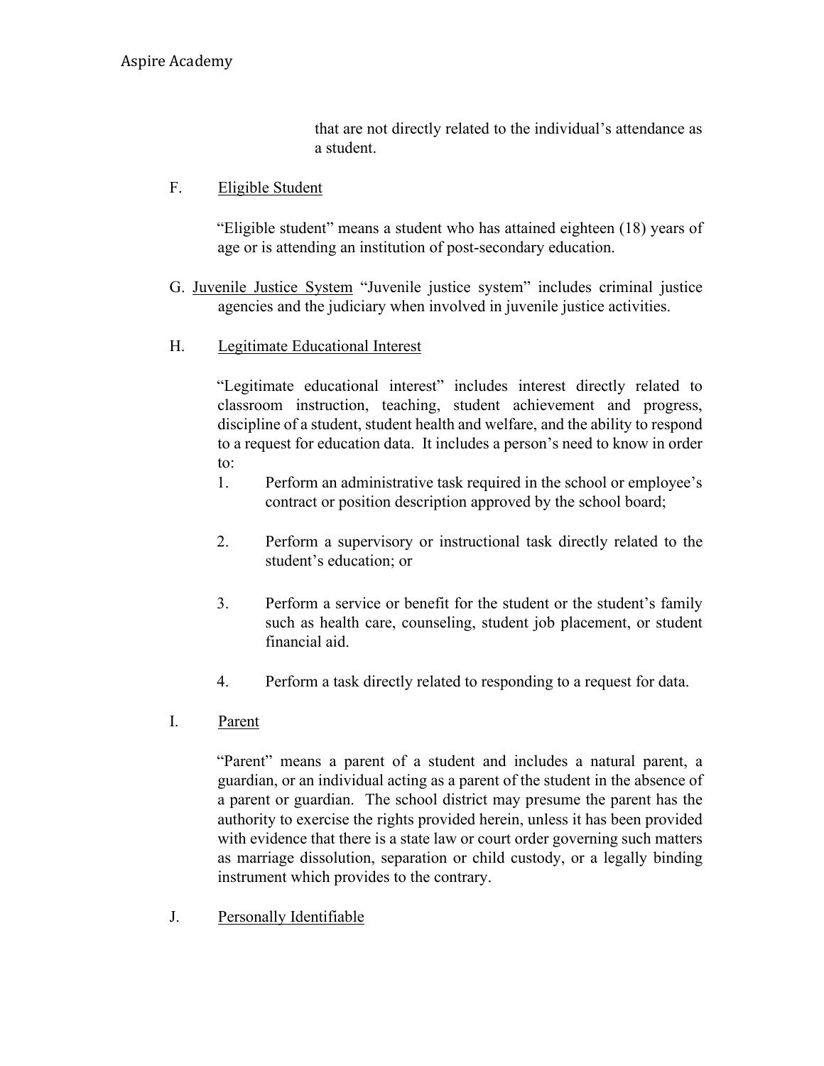that are not directly related to the individual's attendance as a student.

F. Eligible Student

"Eligible student" means a student who has attained eighteen (18) years of age or is attending an institution of post-secondary education.

G. Juvenile Justice System "Juvenile justice system" includes criminal justice agencies and the judiciary when involved in juvenile justice activities.

H. Legitimate Educational Interest

"Legitimate educational interest" includes interest directly related to classroom instruction, teaching, student achievement and progress, discipline of a student, student health and welfare, and the ability to respond to a request for education data. It includes a person's need to know in order to:

1. Perform an administrative task required in the school or employee's contract or position description approved by the school board;

2. Perform a supervisory or instructional task directly related to the student's education; or

3. Perform a service or benefit for the student or the student's family such as health care, counseling, student job placement, or student financial aid.

4. Perform a task directly related to responding to a request for data.

I. Parent

"Parent" means a parent of a student and includes a natural parent, a guardian, or an individual acting as a parent of the student in the absence of a parent or guardian. The school district may presume the parent has the authority to exercise the rights provided herein, unless it has been provided with evidence that there is a state law or court order governing such matters as marriage dissolution, separation or child custody, or a legally binding instrument which provides to the contrary.

J. Personally Identifiable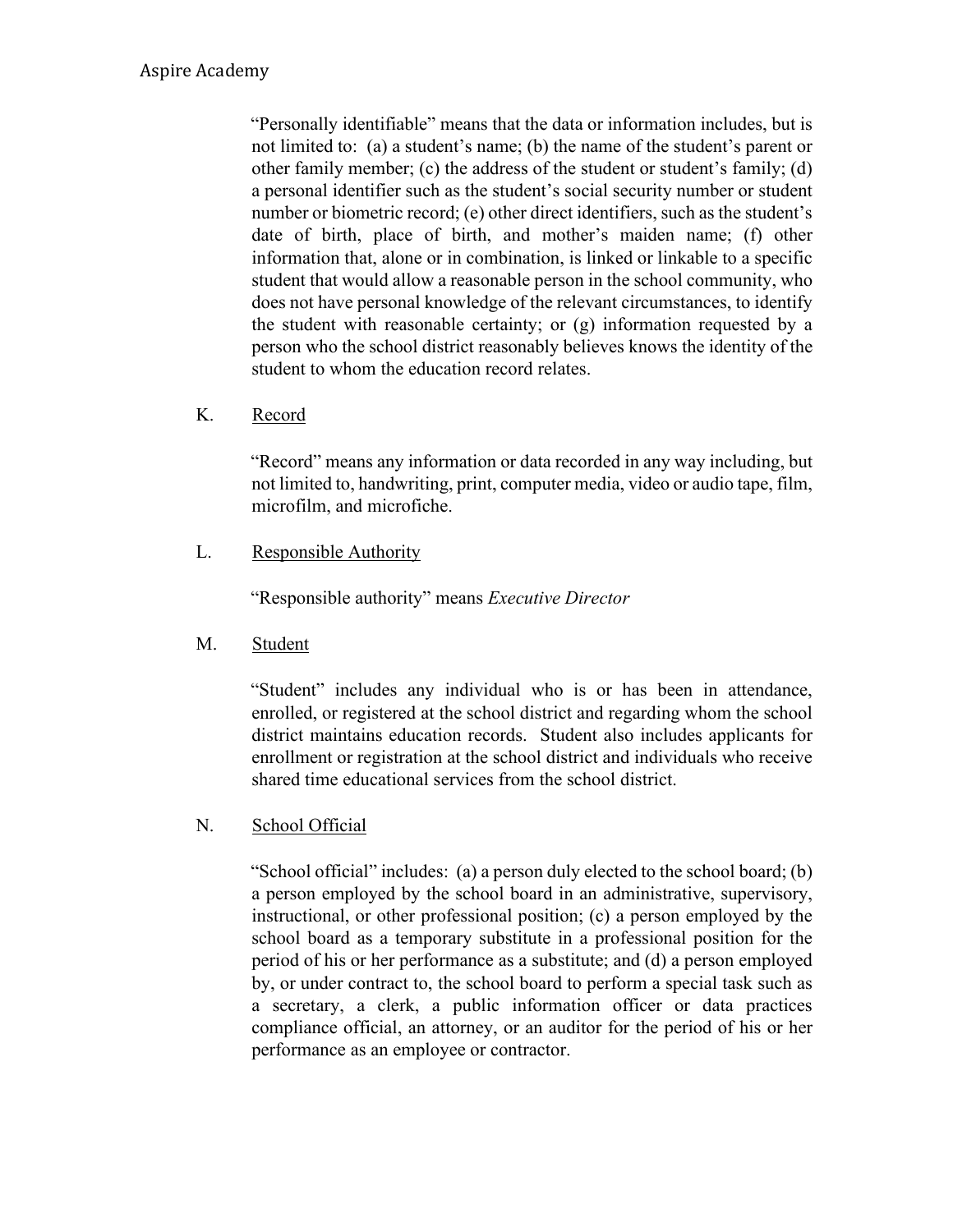"Personally identifiable" means that the data or information includes, but is not limited to: (a) a student's name; (b) the name of the student's parent or other family member; (c) the address of the student or student's family; (d) a personal identifier such as the student's social security number or student number or biometric record; (e) other direct identifiers, such as the student's date of birth, place of birth, and mother's maiden name; (f) other information that, alone or in combination, is linked or linkable to a specific student that would allow a reasonable person in the school community, who does not have personal knowledge of the relevant circumstances, to identify the student with reasonable certainty; or (g) information requested by a person who the school district reasonably believes knows the identity of the student to whom the education record relates.

K. Record

"Record" means any information or data recorded in any way including, but not limited to, handwriting, print, computer media, video or audio tape, film, microfilm, and microfiche.

L. Responsible Authority

"Responsible authority" means *Executive Director*

M. Student

"Student" includes any individual who is or has been in attendance, enrolled, or registered at the school district and regarding whom the school district maintains education records. Student also includes applicants for enrollment or registration at the school district and individuals who receive shared time educational services from the school district.

N. School Official

"School official" includes: (a) a person duly elected to the school board; (b) a person employed by the school board in an administrative, supervisory, instructional, or other professional position; (c) a person employed by the school board as a temporary substitute in a professional position for the period of his or her performance as a substitute; and (d) a person employed by, or under contract to, the school board to perform a special task such as a secretary, a clerk, a public information officer or data practices compliance official, an attorney, or an auditor for the period of his or her performance as an employee or contractor.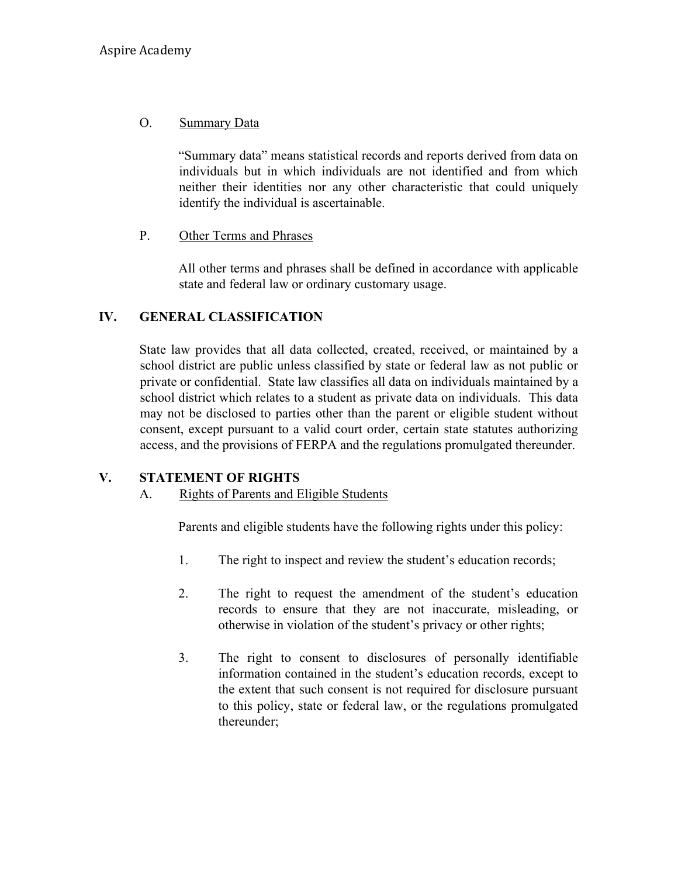O. Summary Data

"Summary data" means statistical records and reports derived from data on individuals but in which individuals are not identified and from which neither their identities nor any other characteristic that could uniquely identify the individual is ascertainable.

P. Other Terms and Phrases

All other terms and phrases shall be defined in accordance with applicable state and federal law or ordinary customary usage.

## IV. GENERAL CLASSIFICATION

State law provides that all data collected, created, received, or maintained by a school district are public unless classified by state or federal law as not public or private or confidential. State law classifies all data on individuals maintained by a school district which relates to a student as private data on individuals. This data may not be disclosed to parties other than the parent or eligible student without consent, except pursuant to a valid court order, certain state statutes authorizing access, and the provisions of FERPA and the regulations promulgated thereunder.

## V. STATEMENT OF RIGHTS

A. Rights of Parents and Eligible Students

Parents and eligible students have the following rights under this policy:

1. The right to inspect and review the student's education records;

2. The right to request the amendment of the student's education records to ensure that they are not inaccurate, misleading, or otherwise in violation of the student's privacy or other rights;

3. The right to consent to disclosures of personally identifiable information contained in the student's education records, except to the extent that such consent is not required for disclosure pursuant to this policy, state or federal law, or the regulations promulgated thereunder;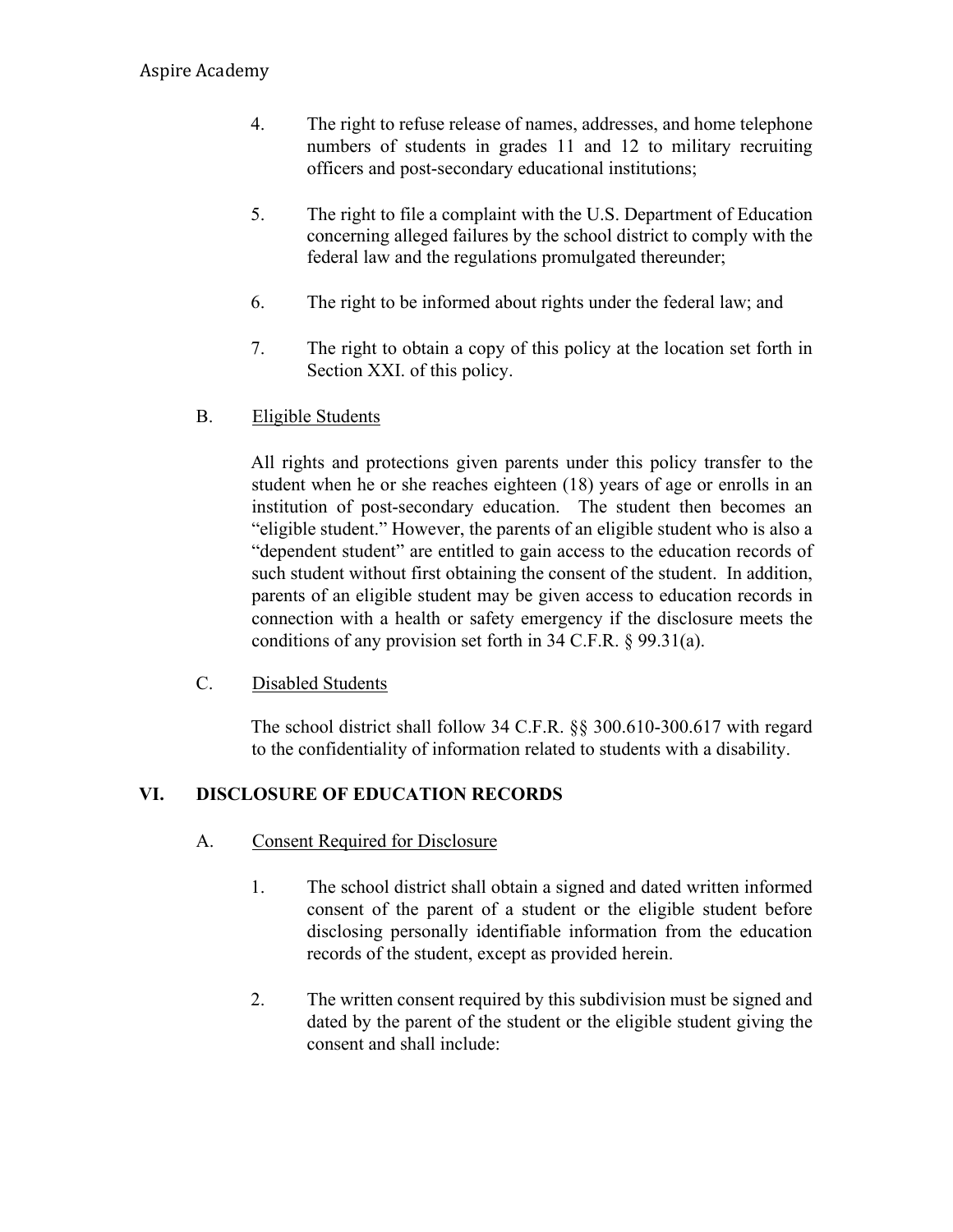4. The right to refuse release of names, addresses, and home telephone numbers of students in grades 11 and 12 to military recruiting officers and post-secondary educational institutions;

5. The right to file a complaint with the U.S. Department of Education concerning alleged failures by the school district to comply with the federal law and the regulations promulgated thereunder;

6. The right to be informed about rights under the federal law; and

7. The right to obtain a copy of this policy at the location set forth in Section XXI. of this policy.

B. <u>Eligible Students</u>

All rights and protections given parents under this policy transfer to the student when he or she reaches eighteen (18) years of age or enrolls in an institution of post-secondary education. The student then becomes an "eligible student." However, the parents of an eligible student who is also a "dependent student" are entitled to gain access to the education records of such student without first obtaining the consent of the student. In addition, parents of an eligible student may be given access to education records in connection with a health or safety emergency if the disclosure meets the conditions of any provision set forth in 34 C.F.R. § 99.31(a).

C. <u>Disabled Students</u>

The school district shall follow 34 C.F.R. §§ 300.610-300.617 with regard to the confidentiality of information related to students with a disability.

## VI. DISCLOSURE OF EDUCATION RECORDS

A. <u>Consent Required for Disclosure</u>

1. The school district shall obtain a signed and dated written informed consent of the parent of a student or the eligible student before disclosing personally identifiable information from the education records of the student, except as provided herein.

2. The written consent required by this subdivision must be signed and dated by the parent of the student or the eligible student giving the consent and shall include: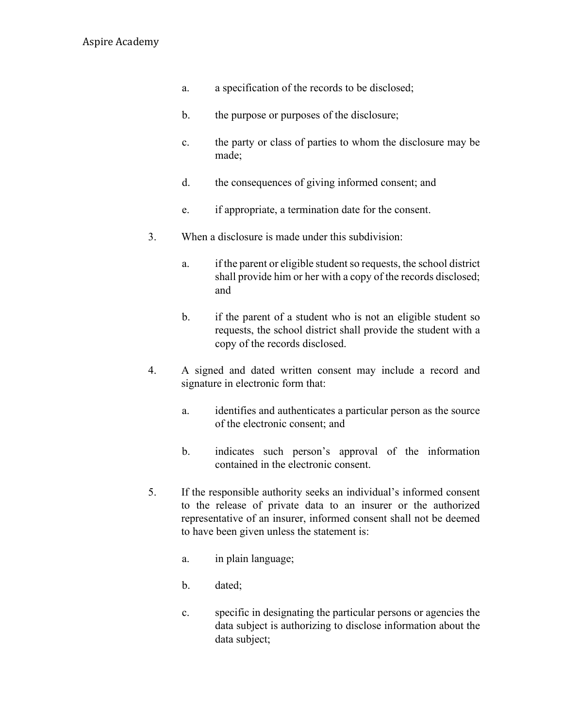a. a specification of the records to be disclosed;

b. the purpose or purposes of the disclosure;

c. the party or class of parties to whom the disclosure may be made;

d. the consequences of giving informed consent; and

e. if appropriate, a termination date for the consent.

3. When a disclosure is made under this subdivision:

   a. if the parent or eligible student so requests, the school district shall provide him or her with a copy of the records disclosed; and

   b. if the parent of a student who is not an eligible student so requests, the school district shall provide the student with a copy of the records disclosed.

4. A signed and dated written consent may include a record and signature in electronic form that:

   a. identifies and authenticates a particular person as the source of the electronic consent; and

   b. indicates such person's approval of the information contained in the electronic consent.

5. If the responsible authority seeks an individual's informed consent to the release of private data to an insurer or the authorized representative of an insurer, informed consent shall not be deemed to have been given unless the statement is:

   a. in plain language;

   b. dated;

   c. specific in designating the particular persons or agencies the data subject is authorizing to disclose information about the data subject;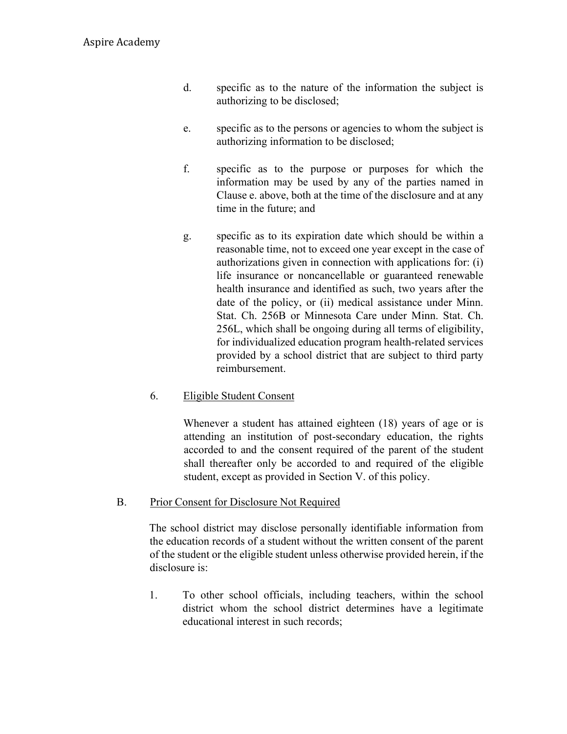d. specific as to the nature of the information the subject is authorizing to be disclosed;

e. specific as to the persons or agencies to whom the subject is authorizing information to be disclosed;

f. specific as to the purpose or purposes for which the information may be used by any of the parties named in Clause e. above, both at the time of the disclosure and at any time in the future; and

g. specific as to its expiration date which should be within a reasonable time, not to exceed one year except in the case of authorizations given in connection with applications for: (i) life insurance or noncancellable or guaranteed renewable health insurance and identified as such, two years after the date of the policy, or (ii) medical assistance under Minn. Stat. Ch. 256B or Minnesota Care under Minn. Stat. Ch. 256L, which shall be ongoing during all terms of eligibility, for individualized education program health-related services provided by a school district that are subject to third party reimbursement.

6. <u>Eligible Student Consent</u>

Whenever a student has attained eighteen (18) years of age or is attending an institution of post-secondary education, the rights accorded to and the consent required of the parent of the student shall thereafter only be accorded to and required of the eligible student, except as provided in Section V. of this policy.

B. <u>Prior Consent for Disclosure Not Required</u>

The school district may disclose personally identifiable information from the education records of a student without the written consent of the parent of the student or the eligible student unless otherwise provided herein, if the disclosure is:

1. To other school officials, including teachers, within the school district whom the school district determines have a legitimate educational interest in such records;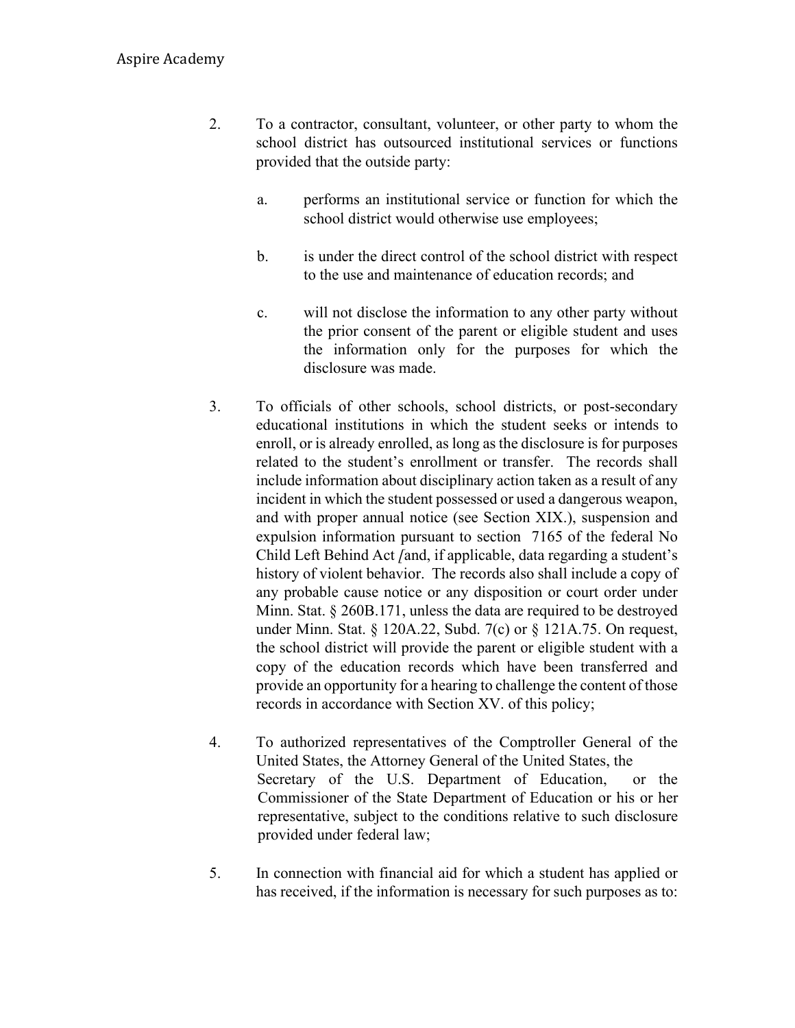2. To a contractor, consultant, volunteer, or other party to whom the school district has outsourced institutional services or functions provided that the outside party:

   a. performs an institutional service or function for which the school district would otherwise use employees;

   b. is under the direct control of the school district with respect to the use and maintenance of education records; and

   c. will not disclose the information to any other party without the prior consent of the parent or eligible student and uses the information only for the purposes for which the disclosure was made.

3. To officials of other schools, school districts, or post-secondary educational institutions in which the student seeks or intends to enroll, or is already enrolled, as long as the disclosure is for purposes related to the student's enrollment or transfer. The records shall include information about disciplinary action taken as a result of any incident in which the student possessed or used a dangerous weapon, and with proper annual notice (see Section XIX.), suspension and expulsion information pursuant to section 7165 of the federal No Child Left Behind Act [and, if applicable, data regarding a student's history of violent behavior. The records also shall include a copy of any probable cause notice or any disposition or court order under Minn. Stat. § 260B.171, unless the data are required to be destroyed under Minn. Stat. § 120A.22, Subd. 7(c) or § 121A.75. On request, the school district will provide the parent or eligible student with a copy of the education records which have been transferred and provide an opportunity for a hearing to challenge the content of those records in accordance with Section XV. of this policy;

4. To authorized representatives of the Comptroller General of the United States, the Attorney General of the United States, the Secretary of the U.S. Department of Education, or the Commissioner of the State Department of Education or his or her representative, subject to the conditions relative to such disclosure provided under federal law;

5. In connection with financial aid for which a student has applied or has received, if the information is necessary for such purposes as to: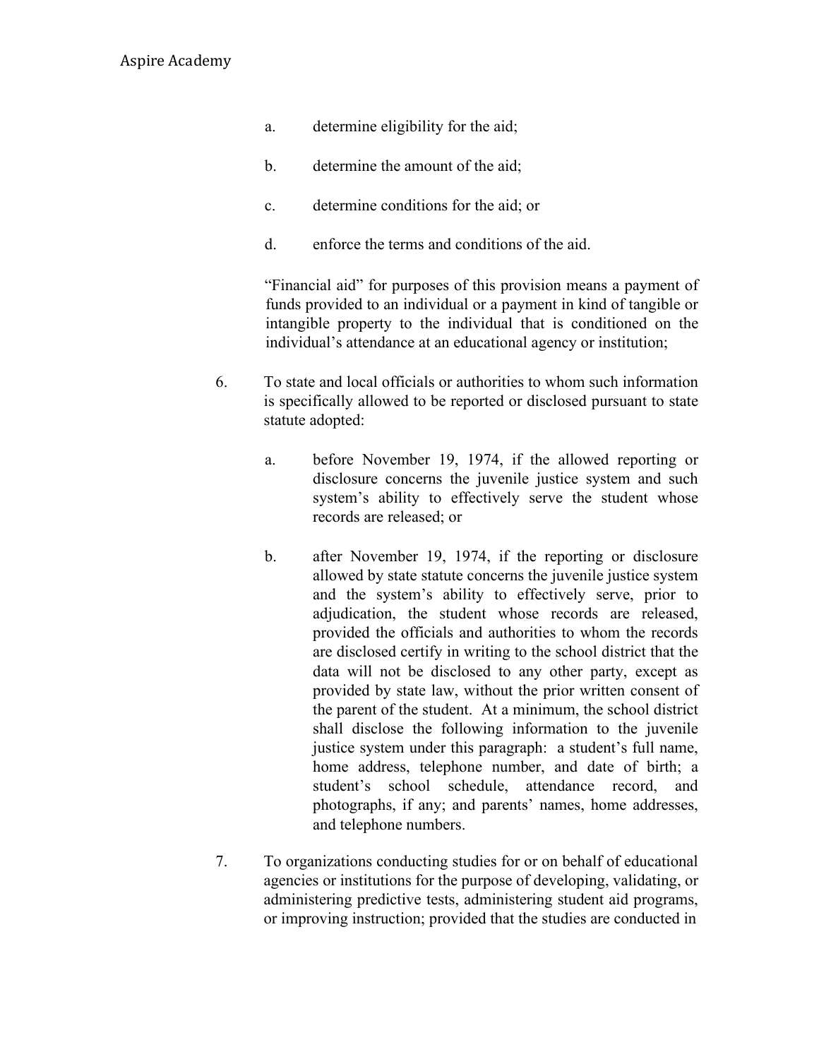a. determine eligibility for the aid;

   b. determine the amount of the aid;

   c. determine conditions for the aid; or

   d. enforce the terms and conditions of the aid.

   "Financial aid" for purposes of this provision means a payment of funds provided to an individual or a payment in kind of tangible or intangible property to the individual that is conditioned on the individual's attendance at an educational agency or institution;

6. To state and local officials or authorities to whom such information is specifically allowed to be reported or disclosed pursuant to state statute adopted:

   a. before November 19, 1974, if the allowed reporting or disclosure concerns the juvenile justice system and such system's ability to effectively serve the student whose records are released; or

   b. after November 19, 1974, if the reporting or disclosure allowed by state statute concerns the juvenile justice system and the system's ability to effectively serve, prior to adjudication, the student whose records are released, provided the officials and authorities to whom the records are disclosed certify in writing to the school district that the data will not be disclosed to any other party, except as provided by state law, without the prior written consent of the parent of the student. At a minimum, the school district shall disclose the following information to the juvenile justice system under this paragraph: a student's full name, home address, telephone number, and date of birth; a student's school schedule, attendance record, and photographs, if any; and parents' names, home addresses, and telephone numbers.

7. To organizations conducting studies for or on behalf of educational agencies or institutions for the purpose of developing, validating, or administering predictive tests, administering student aid programs, or improving instruction; provided that the studies are conducted in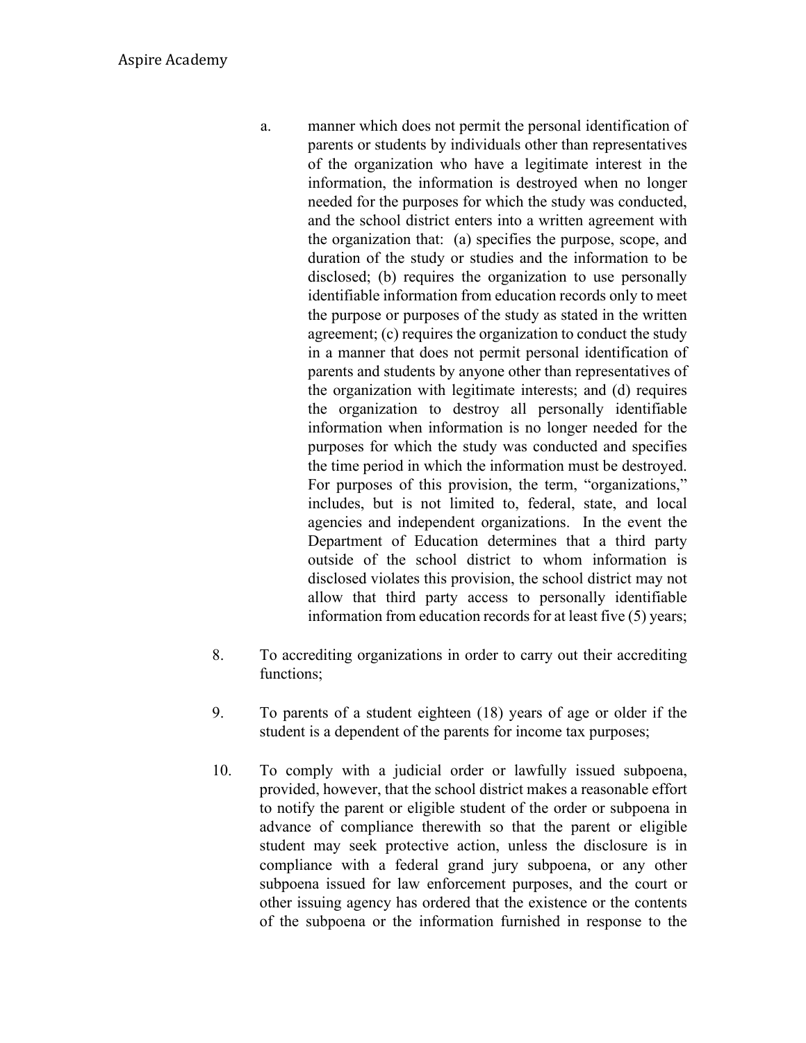a. manner which does not permit the personal identification of parents or students by individuals other than representatives of the organization who have a legitimate interest in the information, the information is destroyed when no longer needed for the purposes for which the study was conducted, and the school district enters into a written agreement with the organization that: (a) specifies the purpose, scope, and duration of the study or studies and the information to be disclosed; (b) requires the organization to use personally identifiable information from education records only to meet the purpose or purposes of the study as stated in the written agreement; (c) requires the organization to conduct the study in a manner that does not permit personal identification of parents and students by anyone other than representatives of the organization with legitimate interests; and (d) requires the organization to destroy all personally identifiable information when information is no longer needed for the purposes for which the study was conducted and specifies the time period in which the information must be destroyed. For purposes of this provision, the term, "organizations," includes, but is not limited to, federal, state, and local agencies and independent organizations. In the event the Department of Education determines that a third party outside of the school district to whom information is disclosed violates this provision, the school district may not allow that third party access to personally identifiable information from education records for at least five (5) years;

8. To accrediting organizations in order to carry out their accrediting functions;

9. To parents of a student eighteen (18) years of age or older if the student is a dependent of the parents for income tax purposes;

10. To comply with a judicial order or lawfully issued subpoena, provided, however, that the school district makes a reasonable effort to notify the parent or eligible student of the order or subpoena in advance of compliance therewith so that the parent or eligible student may seek protective action, unless the disclosure is in compliance with a federal grand jury subpoena, or any other subpoena issued for law enforcement purposes, and the court or other issuing agency has ordered that the existence or the contents of the subpoena or the information furnished in response to the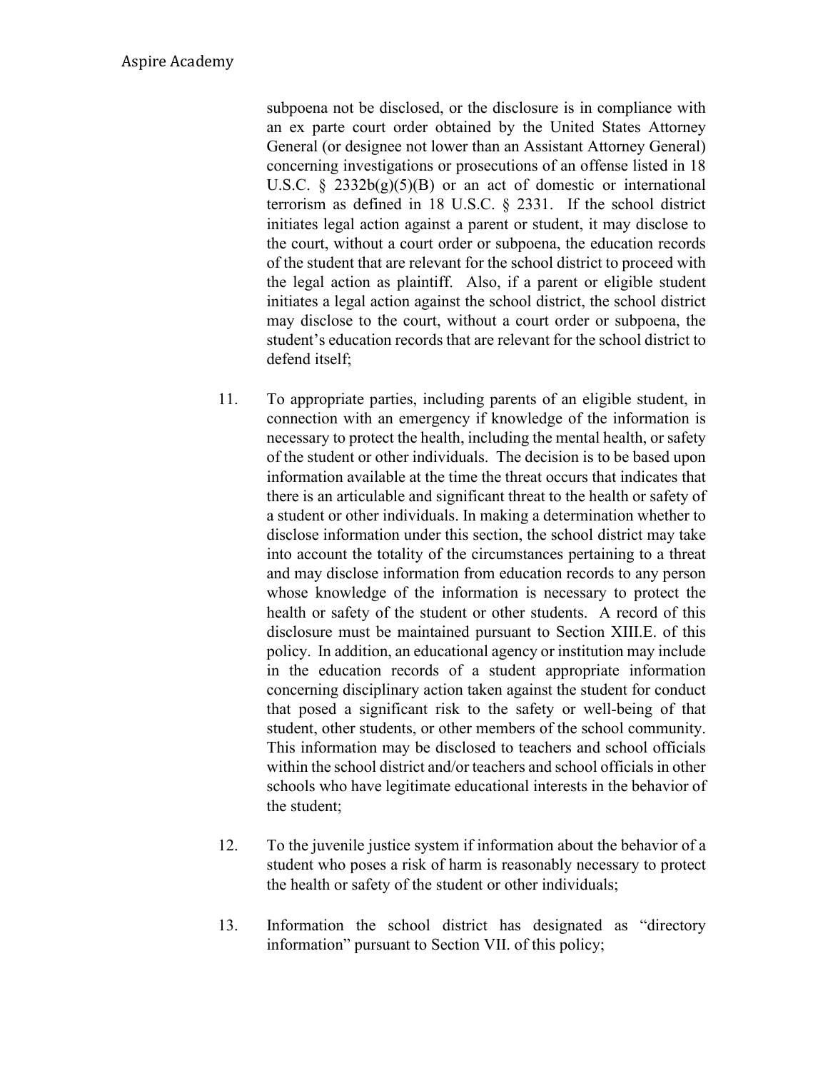subpoena not be disclosed, or the disclosure is in compliance with an ex parte court order obtained by the United States Attorney General (or designee not lower than an Assistant Attorney General) concerning investigations or prosecutions of an offense listed in 18 U.S.C. § 2332b(g)(5)(B) or an act of domestic or international terrorism as defined in 18 U.S.C. § 2331. If the school district initiates legal action against a parent or student, it may disclose to the court, without a court order or subpoena, the education records of the student that are relevant for the school district to proceed with the legal action as plaintiff. Also, if a parent or eligible student initiates a legal action against the school district, the school district may disclose to the court, without a court order or subpoena, the student's education records that are relevant for the school district to defend itself;

11. To appropriate parties, including parents of an eligible student, in connection with an emergency if knowledge of the information is necessary to protect the health, including the mental health, or safety of the student or other individuals. The decision is to be based upon information available at the time the threat occurs that indicates that there is an articulable and significant threat to the health or safety of a student or other individuals. In making a determination whether to disclose information under this section, the school district may take into account the totality of the circumstances pertaining to a threat and may disclose information from education records to any person whose knowledge of the information is necessary to protect the health or safety of the student or other students. A record of this disclosure must be maintained pursuant to Section XIII.E. of this policy. In addition, an educational agency or institution may include in the education records of a student appropriate information concerning disciplinary action taken against the student for conduct that posed a significant risk to the safety or well-being of that student, other students, or other members of the school community. This information may be disclosed to teachers and school officials within the school district and/or teachers and school officials in other schools who have legitimate educational interests in the behavior of the student;

12. To the juvenile justice system if information about the behavior of a student who poses a risk of harm is reasonably necessary to protect the health or safety of the student or other individuals;

13. Information the school district has designated as "directory information" pursuant to Section VII. of this policy;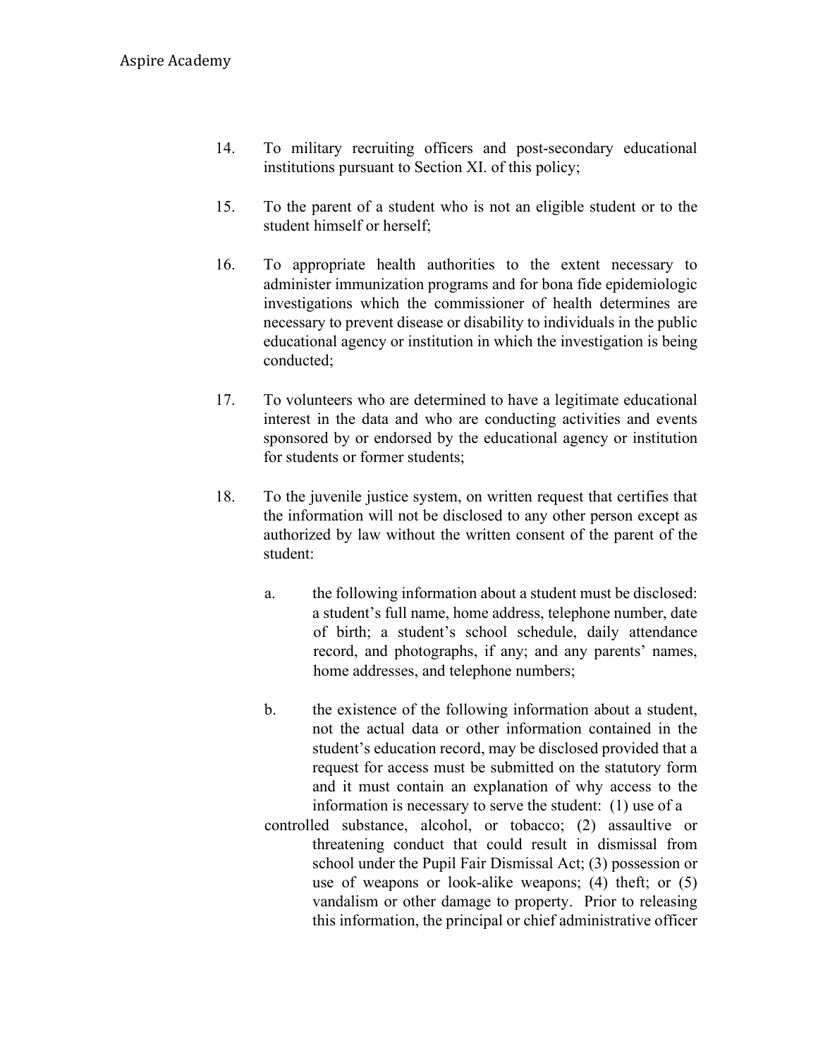14. To military recruiting officers and post-secondary educational institutions pursuant to Section XI. of this policy;

15. To the parent of a student who is not an eligible student or to the student himself or herself;

16. To appropriate health authorities to the extent necessary to administer immunization programs and for bona fide epidemiologic investigations which the commissioner of health determines are necessary to prevent disease or disability to individuals in the public educational agency or institution in which the investigation is being conducted;

17. To volunteers who are determined to have a legitimate educational interest in the data and who are conducting activities and events sponsored by or endorsed by the educational agency or institution for students or former students;

18. To the juvenile justice system, on written request that certifies that the information will not be disclosed to any other person except as authorized by law without the written consent of the parent of the student:

    a. the following information about a student must be disclosed: a student's full name, home address, telephone number, date of birth; a student's school schedule, daily attendance record, and photographs, if any; and any parents' names, home addresses, and telephone numbers;

    b. the existence of the following information about a student, not the actual data or other information contained in the student's education record, may be disclosed provided that a request for access must be submitted on the statutory form and it must contain an explanation of why access to the information is necessary to serve the student: (1) use of a controlled substance, alcohol, or tobacco; (2) assaultive or threatening conduct that could result in dismissal from school under the Pupil Fair Dismissal Act; (3) possession or use of weapons or look-alike weapons; (4) theft; or (5) vandalism or other damage to property. Prior to releasing this information, the principal or chief administrative officer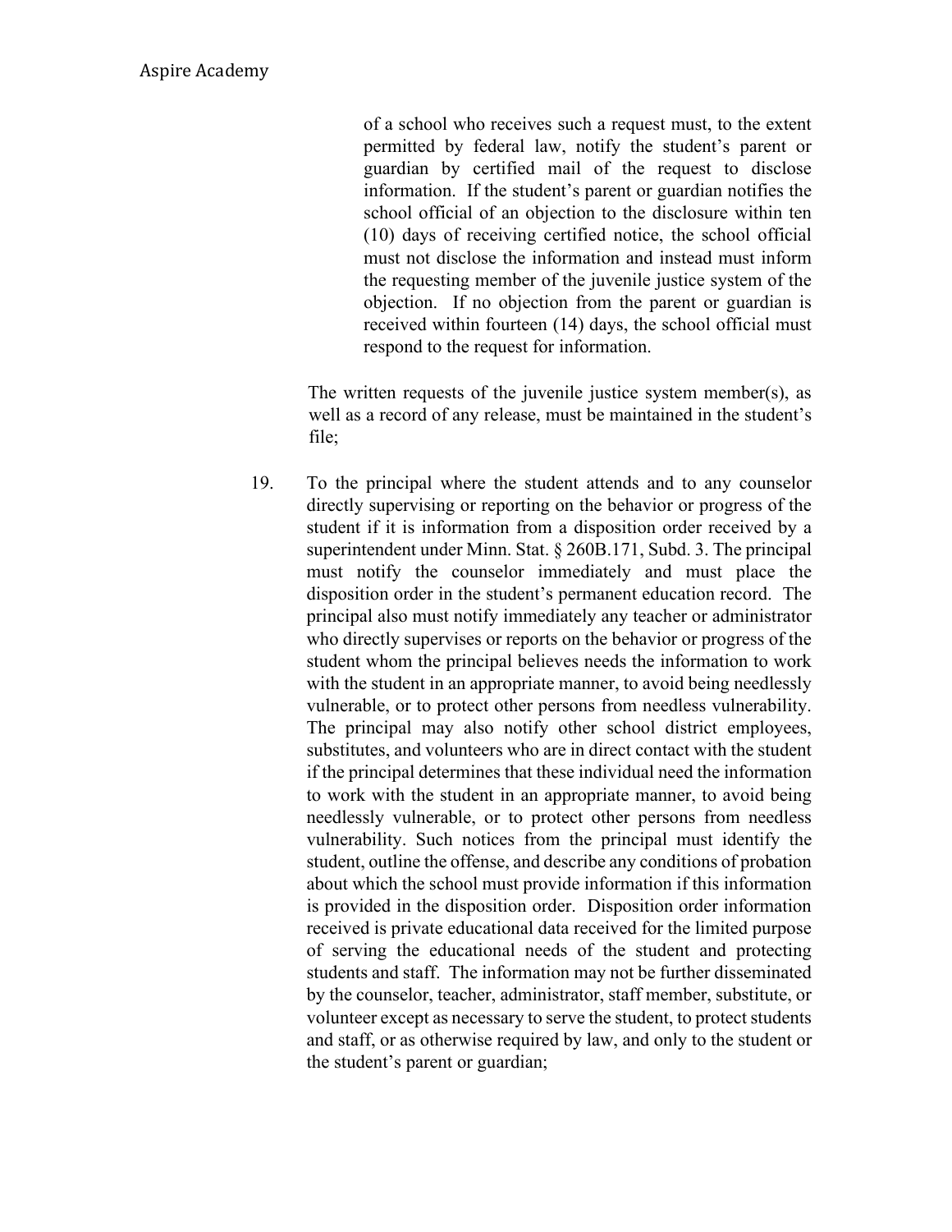of a school who receives such a request must, to the extent permitted by federal law, notify the student's parent or guardian by certified mail of the request to disclose information. If the student's parent or guardian notifies the school official of an objection to the disclosure within ten (10) days of receiving certified notice, the school official must not disclose the information and instead must inform the requesting member of the juvenile justice system of the objection. If no objection from the parent or guardian is received within fourteen (14) days, the school official must respond to the request for information.

The written requests of the juvenile justice system member(s), as well as a record of any release, must be maintained in the student's file;

19. To the principal where the student attends and to any counselor directly supervising or reporting on the behavior or progress of the student if it is information from a disposition order received by a superintendent under Minn. Stat. § 260B.171, Subd. 3. The principal must notify the counselor immediately and must place the disposition order in the student's permanent education record. The principal also must notify immediately any teacher or administrator who directly supervises or reports on the behavior or progress of the student whom the principal believes needs the information to work with the student in an appropriate manner, to avoid being needlessly vulnerable, or to protect other persons from needless vulnerability. The principal may also notify other school district employees, substitutes, and volunteers who are in direct contact with the student if the principal determines that these individual need the information to work with the student in an appropriate manner, to avoid being needlessly vulnerable, or to protect other persons from needless vulnerability. Such notices from the principal must identify the student, outline the offense, and describe any conditions of probation about which the school must provide information if this information is provided in the disposition order. Disposition order information received is private educational data received for the limited purpose of serving the educational needs of the student and protecting students and staff. The information may not be further disseminated by the counselor, teacher, administrator, staff member, substitute, or volunteer except as necessary to serve the student, to protect students and staff, or as otherwise required by law, and only to the student or the student's parent or guardian;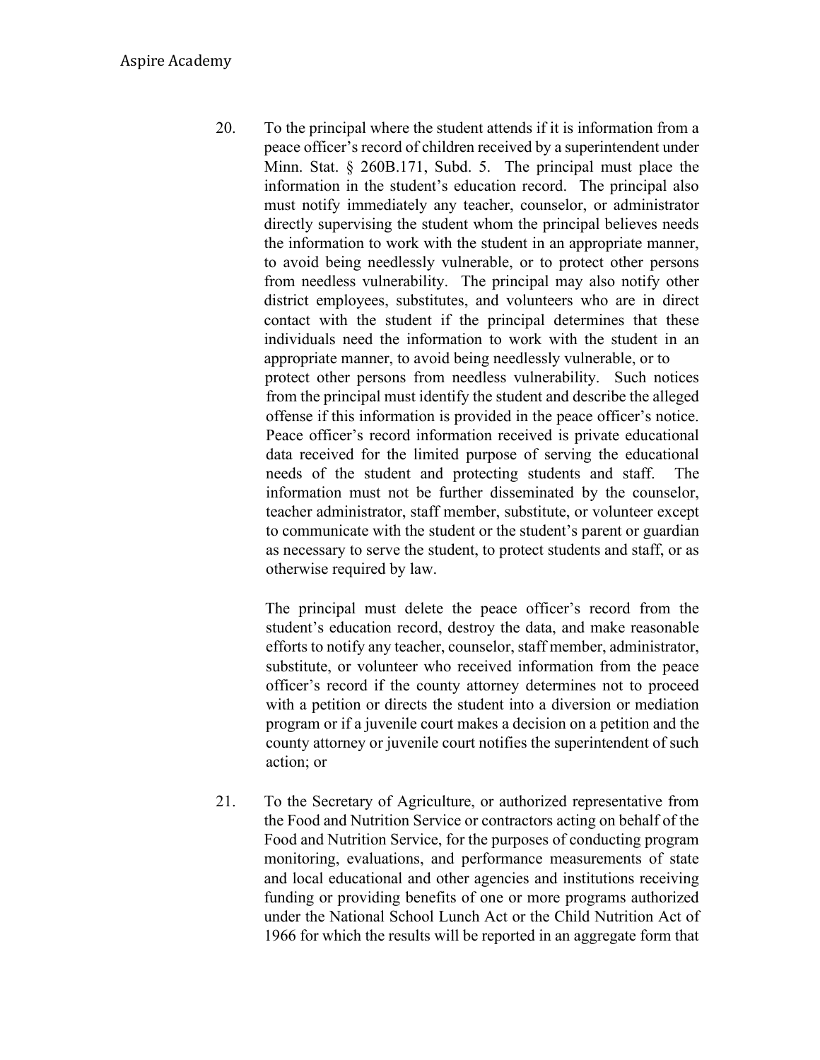20. To the principal where the student attends if it is information from a peace officer's record of children received by a superintendent under Minn. Stat. § 260B.171, Subd. 5. The principal must place the information in the student's education record. The principal also must notify immediately any teacher, counselor, or administrator directly supervising the student whom the principal believes needs the information to work with the student in an appropriate manner, to avoid being needlessly vulnerable, or to protect other persons from needless vulnerability. The principal may also notify other district employees, substitutes, and volunteers who are in direct contact with the student if the principal determines that these individuals need the information to work with the student in an appropriate manner, to avoid being needlessly vulnerable, or to protect other persons from needless vulnerability. Such notices from the principal must identify the student and describe the alleged offense if this information is provided in the peace officer's notice. Peace officer's record information received is private educational data received for the limited purpose of serving the educational needs of the student and protecting students and staff. The information must not be further disseminated by the counselor, teacher administrator, staff member, substitute, or volunteer except to communicate with the student or the student's parent or guardian as necessary to serve the student, to protect students and staff, or as otherwise required by law.

    The principal must delete the peace officer's record from the student's education record, destroy the data, and make reasonable efforts to notify any teacher, counselor, staff member, administrator, substitute, or volunteer who received information from the peace officer's record if the county attorney determines not to proceed with a petition or directs the student into a diversion or mediation program or if a juvenile court makes a decision on a petition and the county attorney or juvenile court notifies the superintendent of such action; or

21. To the Secretary of Agriculture, or authorized representative from the Food and Nutrition Service or contractors acting on behalf of the Food and Nutrition Service, for the purposes of conducting program monitoring, evaluations, and performance measurements of state and local educational and other agencies and institutions receiving funding or providing benefits of one or more programs authorized under the National School Lunch Act or the Child Nutrition Act of 1966 for which the results will be reported in an aggregate form that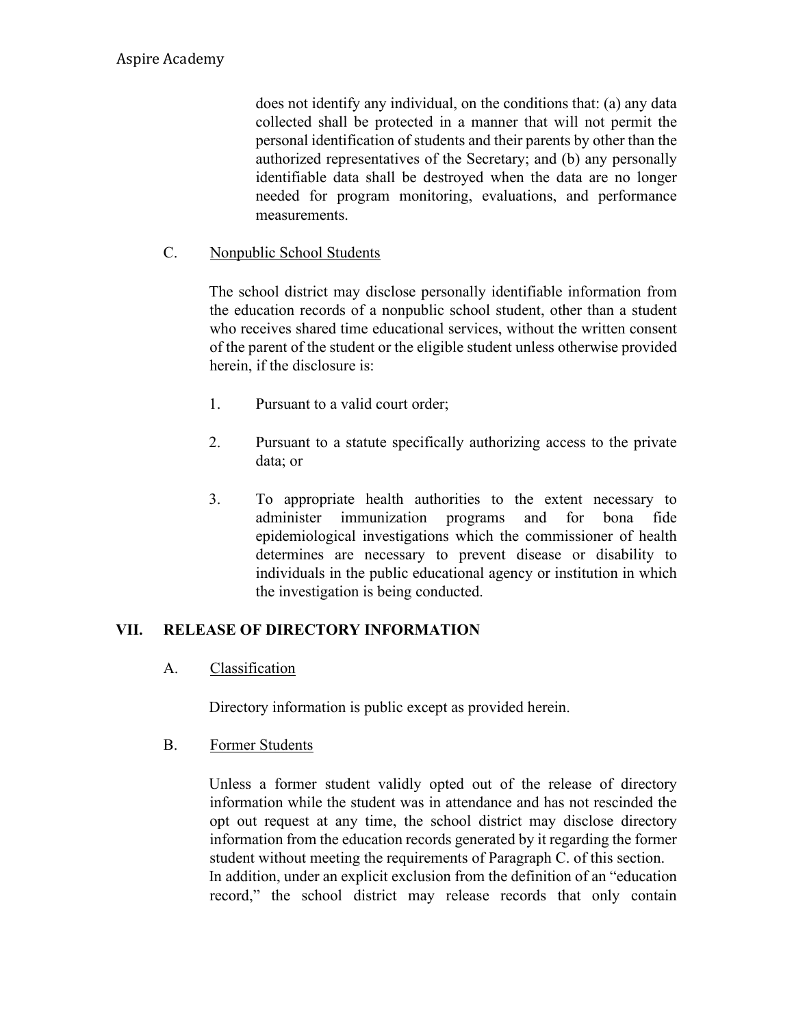does not identify any individual, on the conditions that: (a) any data collected shall be protected in a manner that will not permit the personal identification of students and their parents by other than the authorized representatives of the Secretary; and (b) any personally identifiable data shall be destroyed when the data are no longer needed for program monitoring, evaluations, and performance measurements.

C. Nonpublic School Students

The school district may disclose personally identifiable information from the education records of a nonpublic school student, other than a student who receives shared time educational services, without the written consent of the parent of the student or the eligible student unless otherwise provided herein, if the disclosure is:

1. Pursuant to a valid court order;

2. Pursuant to a statute specifically authorizing access to the private data; or

3. To appropriate health authorities to the extent necessary to administer immunization programs and for bona fide epidemiological investigations which the commissioner of health determines are necessary to prevent disease or disability to individuals in the public educational agency or institution in which the investigation is being conducted.

## VII. RELEASE OF DIRECTORY INFORMATION

A. Classification

Directory information is public except as provided herein.

B. Former Students

Unless a former student validly opted out of the release of directory information while the student was in attendance and has not rescinded the opt out request at any time, the school district may disclose directory information from the education records generated by it regarding the former student without meeting the requirements of Paragraph C. of this section. In addition, under an explicit exclusion from the definition of an "education record," the school district may release records that only contain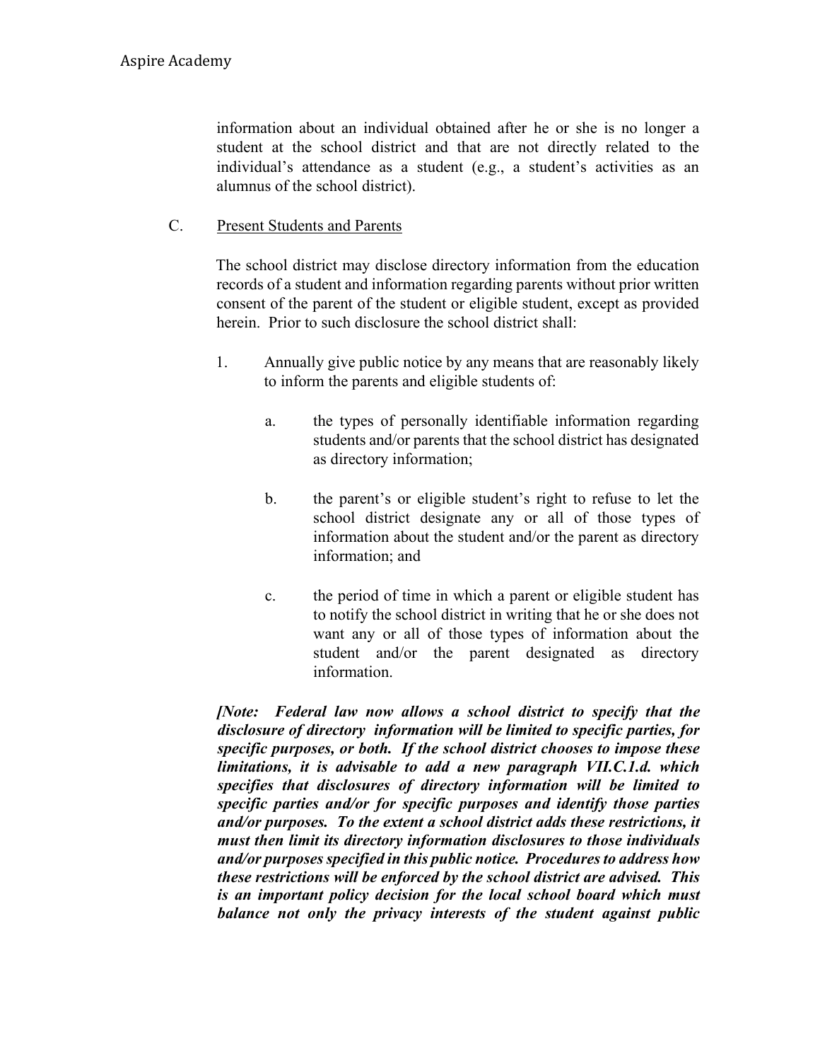information about an individual obtained after he or she is no longer a student at the school district and that are not directly related to the individual's attendance as a student (e.g., a student's activities as an alumnus of the school district).

C. Present Students and Parents

The school district may disclose directory information from the education records of a student and information regarding parents without prior written consent of the parent of the student or eligible student, except as provided herein. Prior to such disclosure the school district shall:

1. Annually give public notice by any means that are reasonably likely to inform the parents and eligible students of:

   a. the types of personally identifiable information regarding students and/or parents that the school district has designated as directory information;

   b. the parent's or eligible student's right to refuse to let the school district designate any or all of those types of information about the student and/or the parent as directory information; and

   c. the period of time in which a parent or eligible student has to notify the school district in writing that he or she does not want any or all of those types of information about the student and/or the parent designated as directory information.

***[Note: Federal law now allows a school district to specify that the disclosure of directory information will be limited to specific parties, for specific purposes, or both. If the school district chooses to impose these limitations, it is advisable to add a new paragraph VII.C.1.d. which specifies that disclosures of directory information will be limited to specific parties and/or for specific purposes and identify those parties and/or purposes. To the extent a school district adds these restrictions, it must then limit its directory information disclosures to those individuals and/or purposes specified in this public notice. Procedures to address how these restrictions will be enforced by the school district are advised. This is an important policy decision for the local school board which must balance not only the privacy interests of the student against public***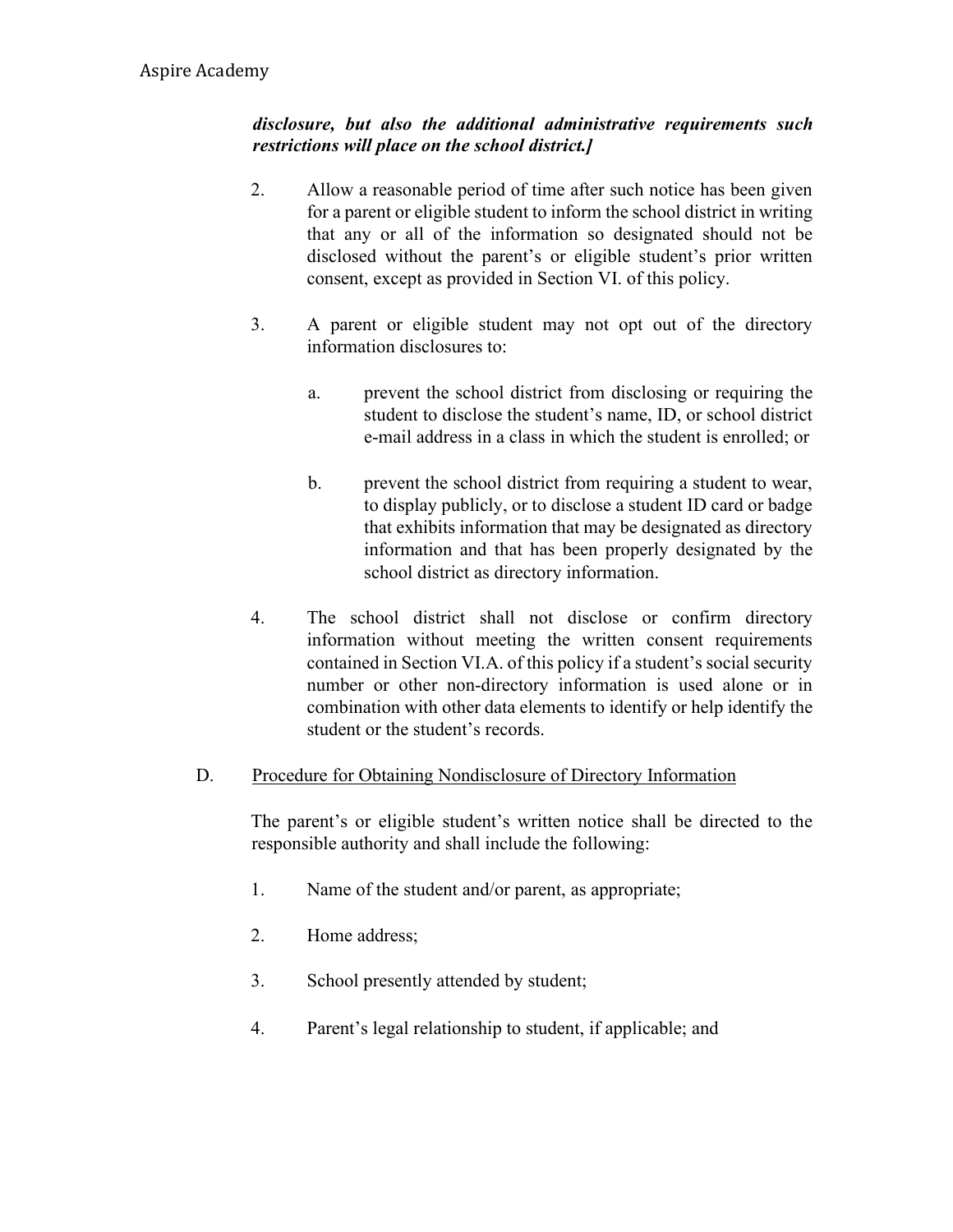***disclosure, but also the additional administrative requirements such restrictions will place on the school district.]***

2. Allow a reasonable period of time after such notice has been given for a parent or eligible student to inform the school district in writing that any or all of the information so designated should not be disclosed without the parent's or eligible student's prior written consent, except as provided in Section VI. of this policy.

3. A parent or eligible student may not opt out of the directory information disclosures to:

   a. prevent the school district from disclosing or requiring the student to disclose the student's name, ID, or school district e-mail address in a class in which the student is enrolled; or

   b. prevent the school district from requiring a student to wear, to display publicly, or to disclose a student ID card or badge that exhibits information that may be designated as directory information and that has been properly designated by the school district as directory information.

4. The school district shall not disclose or confirm directory information without meeting the written consent requirements contained in Section VI.A. of this policy if a student's social security number or other non-directory information is used alone or in combination with other data elements to identify or help identify the student or the student's records.

D. <u>Procedure for Obtaining Nondisclosure of Directory Information</u>

The parent's or eligible student's written notice shall be directed to the responsible authority and shall include the following:

1. Name of the student and/or parent, as appropriate;

2. Home address;

3. School presently attended by student;

4. Parent's legal relationship to student, if applicable; and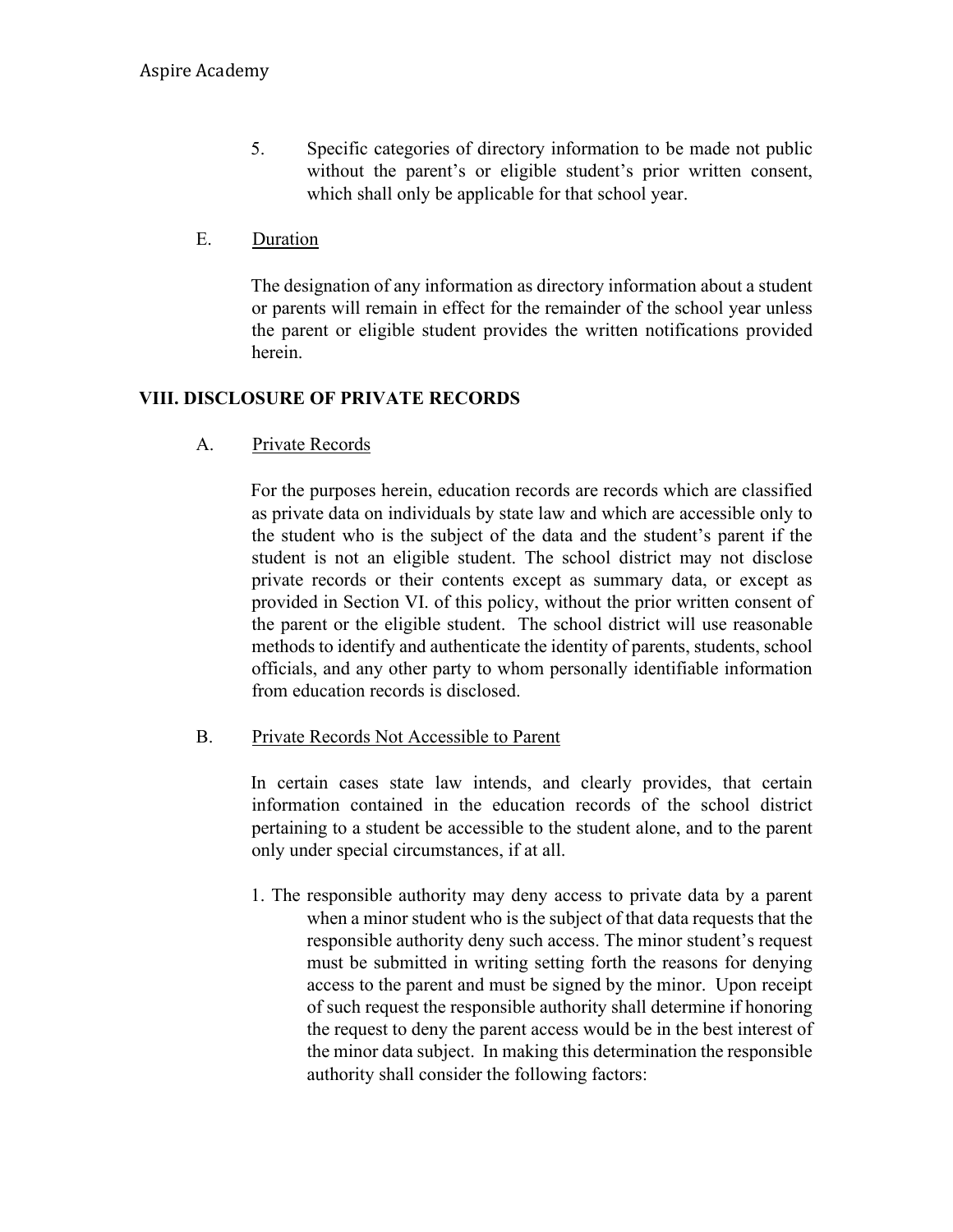5. Specific categories of directory information to be made not public without the parent's or eligible student's prior written consent, which shall only be applicable for that school year.

E. Duration

The designation of any information as directory information about a student or parents will remain in effect for the remainder of the school year unless the parent or eligible student provides the written notifications provided herein.

## VIII. DISCLOSURE OF PRIVATE RECORDS

A. Private Records

For the purposes herein, education records are records which are classified as private data on individuals by state law and which are accessible only to the student who is the subject of the data and the student's parent if the student is not an eligible student. The school district may not disclose private records or their contents except as summary data, or except as provided in Section VI. of this policy, without the prior written consent of the parent or the eligible student. The school district will use reasonable methods to identify and authenticate the identity of parents, students, school officials, and any other party to whom personally identifiable information from education records is disclosed.

B. Private Records Not Accessible to Parent

In certain cases state law intends, and clearly provides, that certain information contained in the education records of the school district pertaining to a student be accessible to the student alone, and to the parent only under special circumstances, if at all.

1. The responsible authority may deny access to private data by a parent when a minor student who is the subject of that data requests that the responsible authority deny such access. The minor student's request must be submitted in writing setting forth the reasons for denying access to the parent and must be signed by the minor. Upon receipt of such request the responsible authority shall determine if honoring the request to deny the parent access would be in the best interest of the minor data subject. In making this determination the responsible authority shall consider the following factors: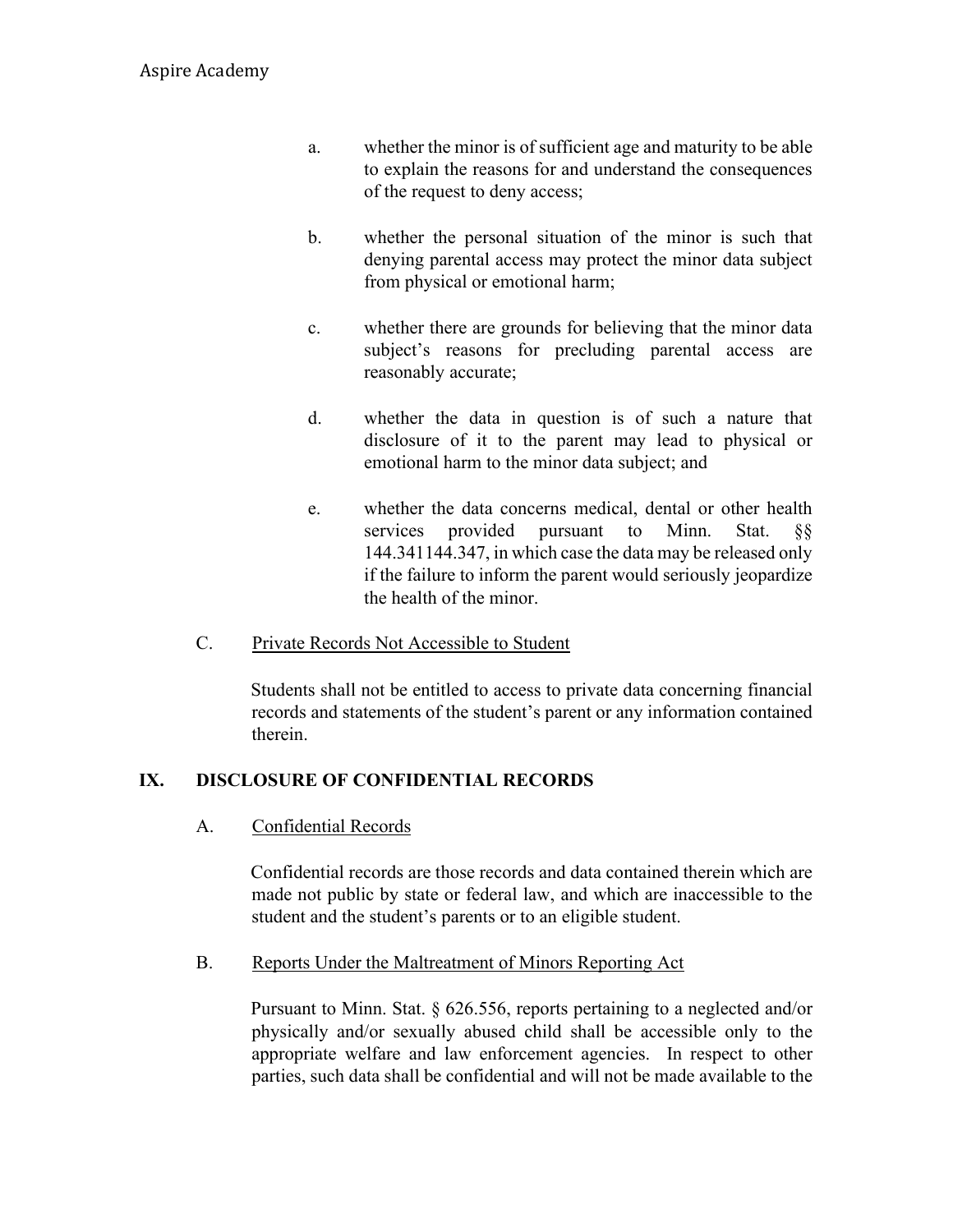a. whether the minor is of sufficient age and maturity to be able to explain the reasons for and understand the consequences of the request to deny access;

b. whether the personal situation of the minor is such that denying parental access may protect the minor data subject from physical or emotional harm;

c. whether there are grounds for believing that the minor data subject's reasons for precluding parental access are reasonably accurate;

d. whether the data in question is of such a nature that disclosure of it to the parent may lead to physical or emotional harm to the minor data subject; and

e. whether the data concerns medical, dental or other health services provided pursuant to Minn. Stat. §§ 144.341144.347, in which case the data may be released only if the failure to inform the parent would seriously jeopardize the health of the minor.

C. <u>Private Records Not Accessible to Student</u>

Students shall not be entitled to access to private data concerning financial records and statements of the student's parent or any information contained therein.

## IX. DISCLOSURE OF CONFIDENTIAL RECORDS

A. <u>Confidential Records</u>

Confidential records are those records and data contained therein which are made not public by state or federal law, and which are inaccessible to the student and the student's parents or to an eligible student.

B. <u>Reports Under the Maltreatment of Minors Reporting Act</u>

Pursuant to Minn. Stat. § 626.556, reports pertaining to a neglected and/or physically and/or sexually abused child shall be accessible only to the appropriate welfare and law enforcement agencies. In respect to other parties, such data shall be confidential and will not be made available to the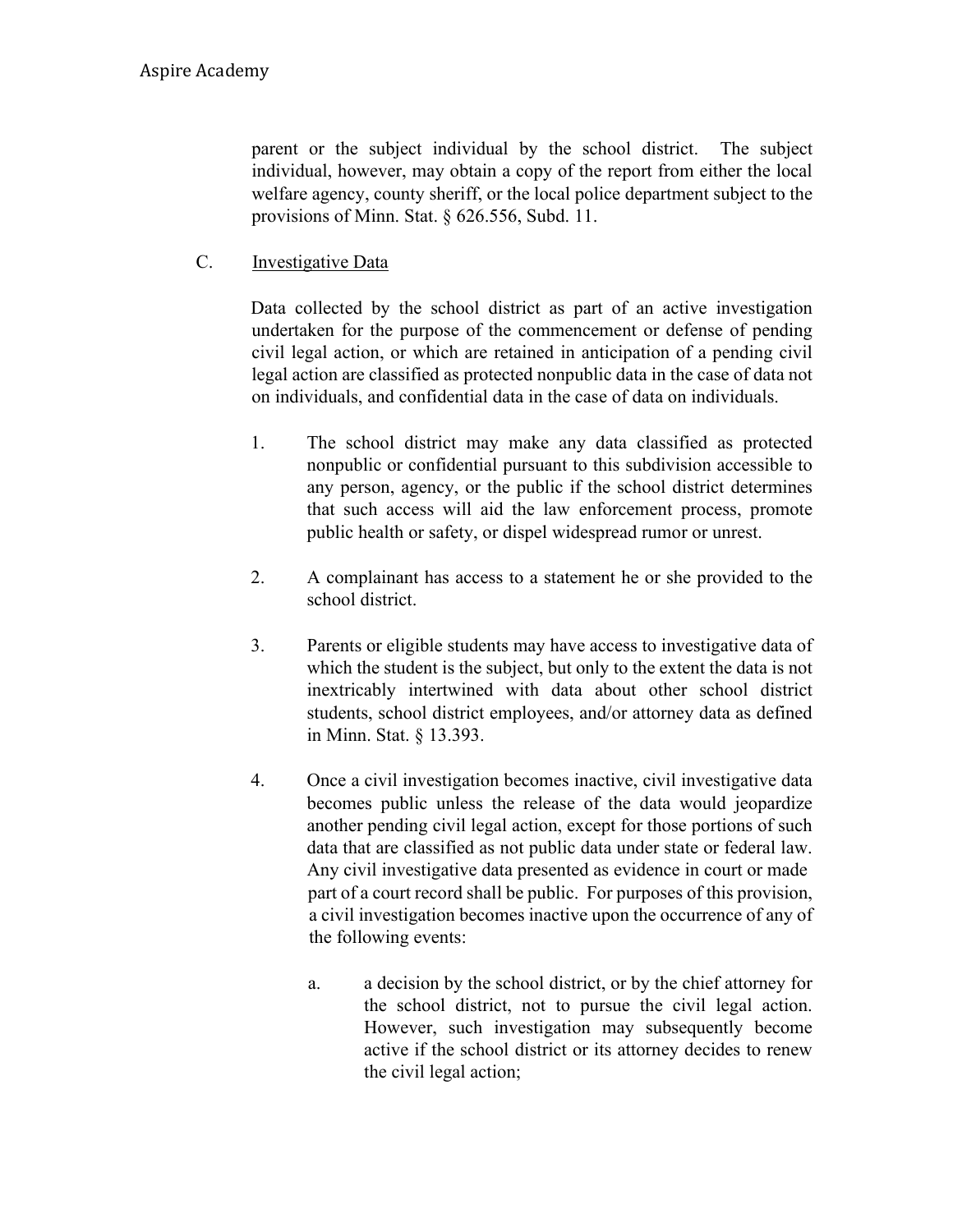parent or the subject individual by the school district. The subject individual, however, may obtain a copy of the report from either the local welfare agency, county sheriff, or the local police department subject to the provisions of Minn. Stat. § 626.556, Subd. 11.

C. Investigative Data

Data collected by the school district as part of an active investigation undertaken for the purpose of the commencement or defense of pending civil legal action, or which are retained in anticipation of a pending civil legal action are classified as protected nonpublic data in the case of data not on individuals, and confidential data in the case of data on individuals.

1. The school district may make any data classified as protected nonpublic or confidential pursuant to this subdivision accessible to any person, agency, or the public if the school district determines that such access will aid the law enforcement process, promote public health or safety, or dispel widespread rumor or unrest.

2. A complainant has access to a statement he or she provided to the school district.

3. Parents or eligible students may have access to investigative data of which the student is the subject, but only to the extent the data is not inextricably intertwined with data about other school district students, school district employees, and/or attorney data as defined in Minn. Stat. § 13.393.

4. Once a civil investigation becomes inactive, civil investigative data becomes public unless the release of the data would jeopardize another pending civil legal action, except for those portions of such data that are classified as not public data under state or federal law. Any civil investigative data presented as evidence in court or made part of a court record shall be public. For purposes of this provision, a civil investigation becomes inactive upon the occurrence of any of the following events:

   a. a decision by the school district, or by the chief attorney for the school district, not to pursue the civil legal action. However, such investigation may subsequently become active if the school district or its attorney decides to renew the civil legal action;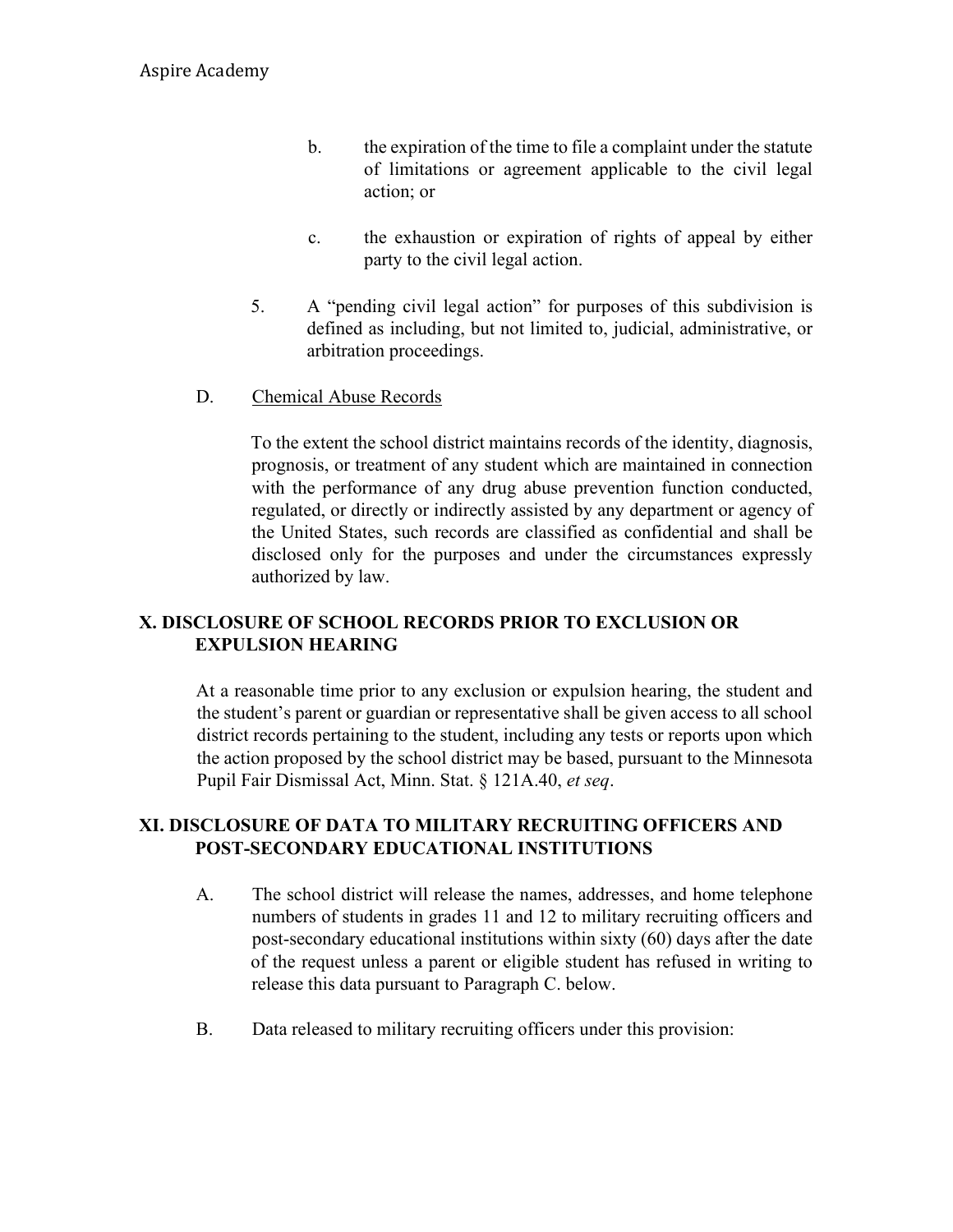b. the expiration of the time to file a complaint under the statute of limitations or agreement applicable to the civil legal action; or

c. the exhaustion or expiration of rights of appeal by either party to the civil legal action.

5. A "pending civil legal action" for purposes of this subdivision is defined as including, but not limited to, judicial, administrative, or arbitration proceedings.

D. Chemical Abuse Records

To the extent the school district maintains records of the identity, diagnosis, prognosis, or treatment of any student which are maintained in connection with the performance of any drug abuse prevention function conducted, regulated, or directly or indirectly assisted by any department or agency of the United States, such records are classified as confidential and shall be disclosed only for the purposes and under the circumstances expressly authorized by law.

## X. DISCLOSURE OF SCHOOL RECORDS PRIOR TO EXCLUSION OR EXPULSION HEARING

At a reasonable time prior to any exclusion or expulsion hearing, the student and the student's parent or guardian or representative shall be given access to all school district records pertaining to the student, including any tests or reports upon which the action proposed by the school district may be based, pursuant to the Minnesota Pupil Fair Dismissal Act, Minn. Stat. § 121A.40, *et seq*.

## XI. DISCLOSURE OF DATA TO MILITARY RECRUITING OFFICERS AND POST-SECONDARY EDUCATIONAL INSTITUTIONS

A. The school district will release the names, addresses, and home telephone numbers of students in grades 11 and 12 to military recruiting officers and post-secondary educational institutions within sixty (60) days after the date of the request unless a parent or eligible student has refused in writing to release this data pursuant to Paragraph C. below.

B. Data released to military recruiting officers under this provision: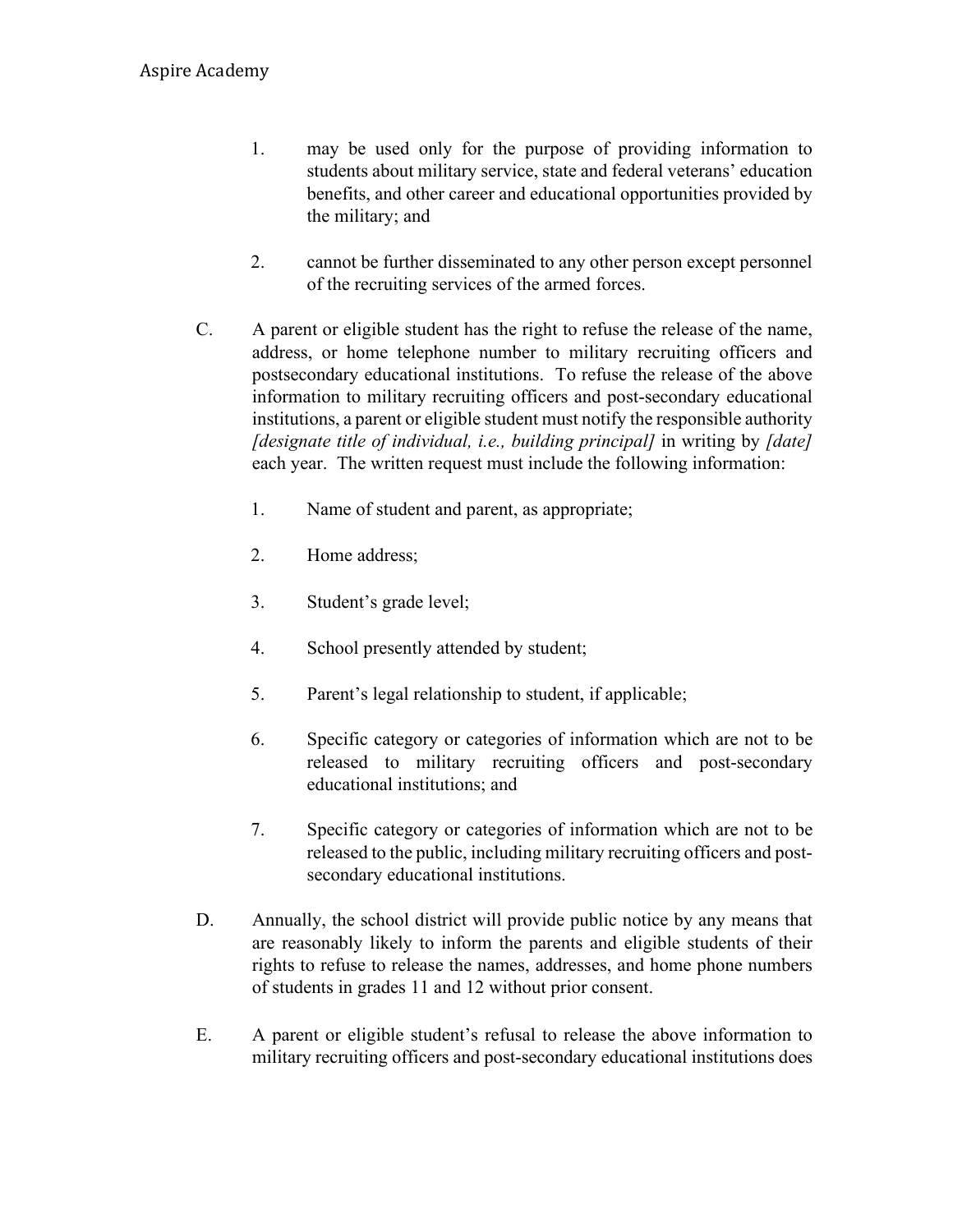1. may be used only for the purpose of providing information to students about military service, state and federal veterans' education benefits, and other career and educational opportunities provided by the military; and

2. cannot be further disseminated to any other person except personnel of the recruiting services of the armed forces.

C. A parent or eligible student has the right to refuse the release of the name, address, or home telephone number to military recruiting officers and postsecondary educational institutions. To refuse the release of the above information to military recruiting officers and post-secondary educational institutions, a parent or eligible student must notify the responsible authority *[designate title of individual, i.e., building principal]* in writing by *[date]* each year. The written request must include the following information:

   1. Name of student and parent, as appropriate;

   2. Home address;

   3. Student's grade level;

   4. School presently attended by student;

   5. Parent's legal relationship to student, if applicable;

   6. Specific category or categories of information which are not to be released to military recruiting officers and post-secondary educational institutions; and

   7. Specific category or categories of information which are not to be released to the public, including military recruiting officers and post-secondary educational institutions.

D. Annually, the school district will provide public notice by any means that are reasonably likely to inform the parents and eligible students of their rights to refuse to release the names, addresses, and home phone numbers of students in grades 11 and 12 without prior consent.

E. A parent or eligible student's refusal to release the above information to military recruiting officers and post-secondary educational institutions does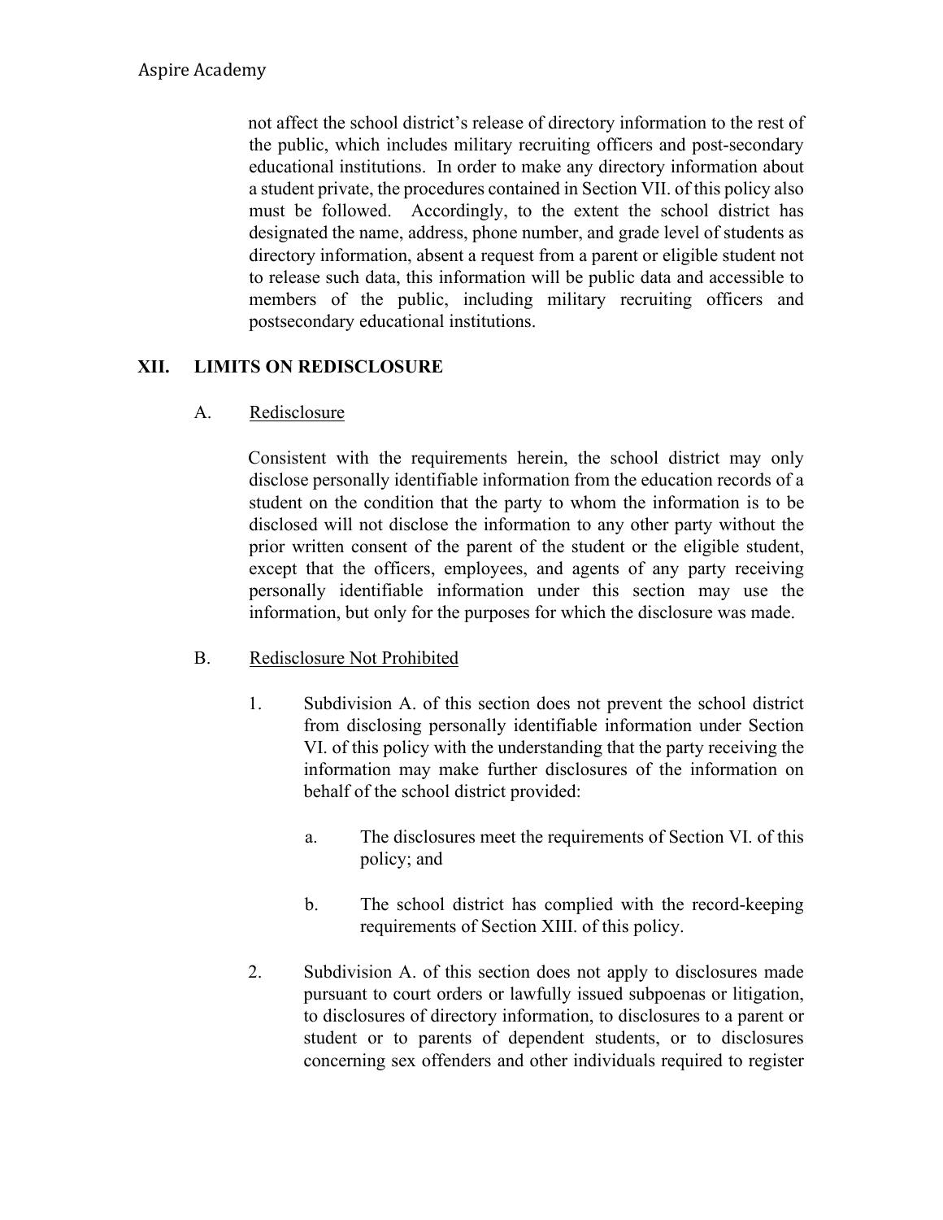not affect the school district's release of directory information to the rest of the public, which includes military recruiting officers and post-secondary educational institutions. In order to make any directory information about a student private, the procedures contained in Section VII. of this policy also must be followed. Accordingly, to the extent the school district has designated the name, address, phone number, and grade level of students as directory information, absent a request from a parent or eligible student not to release such data, this information will be public data and accessible to members of the public, including military recruiting officers and postsecondary educational institutions.

## XII. LIMITS ON REDISCLOSURE

### A. Redisclosure

Consistent with the requirements herein, the school district may only disclose personally identifiable information from the education records of a student on the condition that the party to whom the information is to be disclosed will not disclose the information to any other party without the prior written consent of the parent of the student or the eligible student, except that the officers, employees, and agents of any party receiving personally identifiable information under this section may use the information, but only for the purposes for which the disclosure was made.

### B. Redisclosure Not Prohibited

1. Subdivision A. of this section does not prevent the school district from disclosing personally identifiable information under Section VI. of this policy with the understanding that the party receiving the information may make further disclosures of the information on behalf of the school district provided:

   a. The disclosures meet the requirements of Section VI. of this policy; and

   b. The school district has complied with the record-keeping requirements of Section XIII. of this policy.

2. Subdivision A. of this section does not apply to disclosures made pursuant to court orders or lawfully issued subpoenas or litigation, to disclosures of directory information, to disclosures to a parent or student or to parents of dependent students, or to disclosures concerning sex offenders and other individuals required to register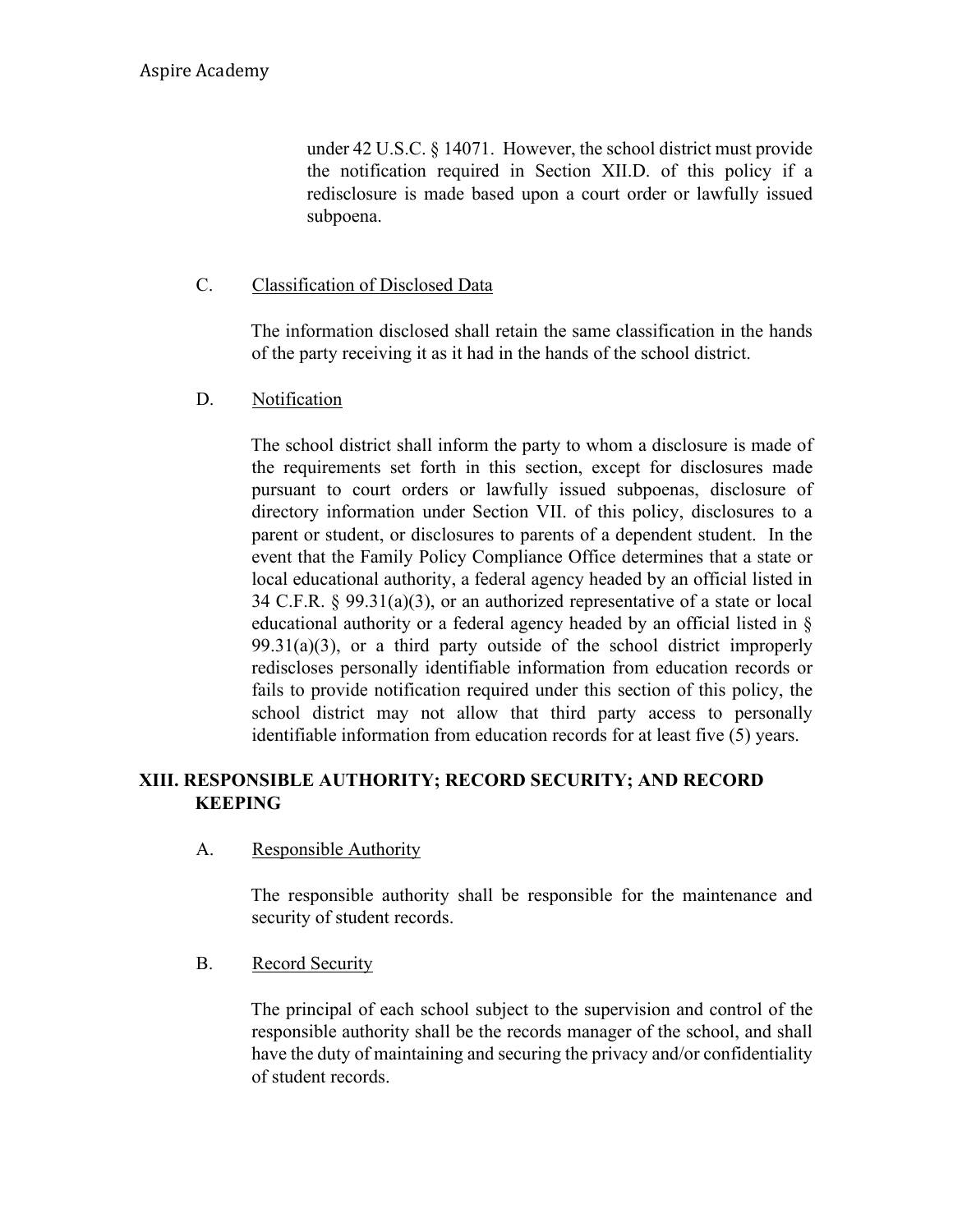under 42 U.S.C. § 14071. However, the school district must provide the notification required in Section XII.D. of this policy if a redisclosure is made based upon a court order or lawfully issued subpoena.

C. Classification of Disclosed Data

The information disclosed shall retain the same classification in the hands of the party receiving it as it had in the hands of the school district.

D. Notification

The school district shall inform the party to whom a disclosure is made of the requirements set forth in this section, except for disclosures made pursuant to court orders or lawfully issued subpoenas, disclosure of directory information under Section VII. of this policy, disclosures to a parent or student, or disclosures to parents of a dependent student. In the event that the Family Policy Compliance Office determines that a state or local educational authority, a federal agency headed by an official listed in 34 C.F.R. § 99.31(a)(3), or an authorized representative of a state or local educational authority or a federal agency headed by an official listed in § 99.31(a)(3), or a third party outside of the school district improperly rediscloses personally identifiable information from education records or fails to provide notification required under this section of this policy, the school district may not allow that third party access to personally identifiable information from education records for at least five (5) years.

## XIII. RESPONSIBLE AUTHORITY; RECORD SECURITY; AND RECORD KEEPING

A. Responsible Authority

The responsible authority shall be responsible for the maintenance and security of student records.

B. Record Security

The principal of each school subject to the supervision and control of the responsible authority shall be the records manager of the school, and shall have the duty of maintaining and securing the privacy and/or confidentiality of student records.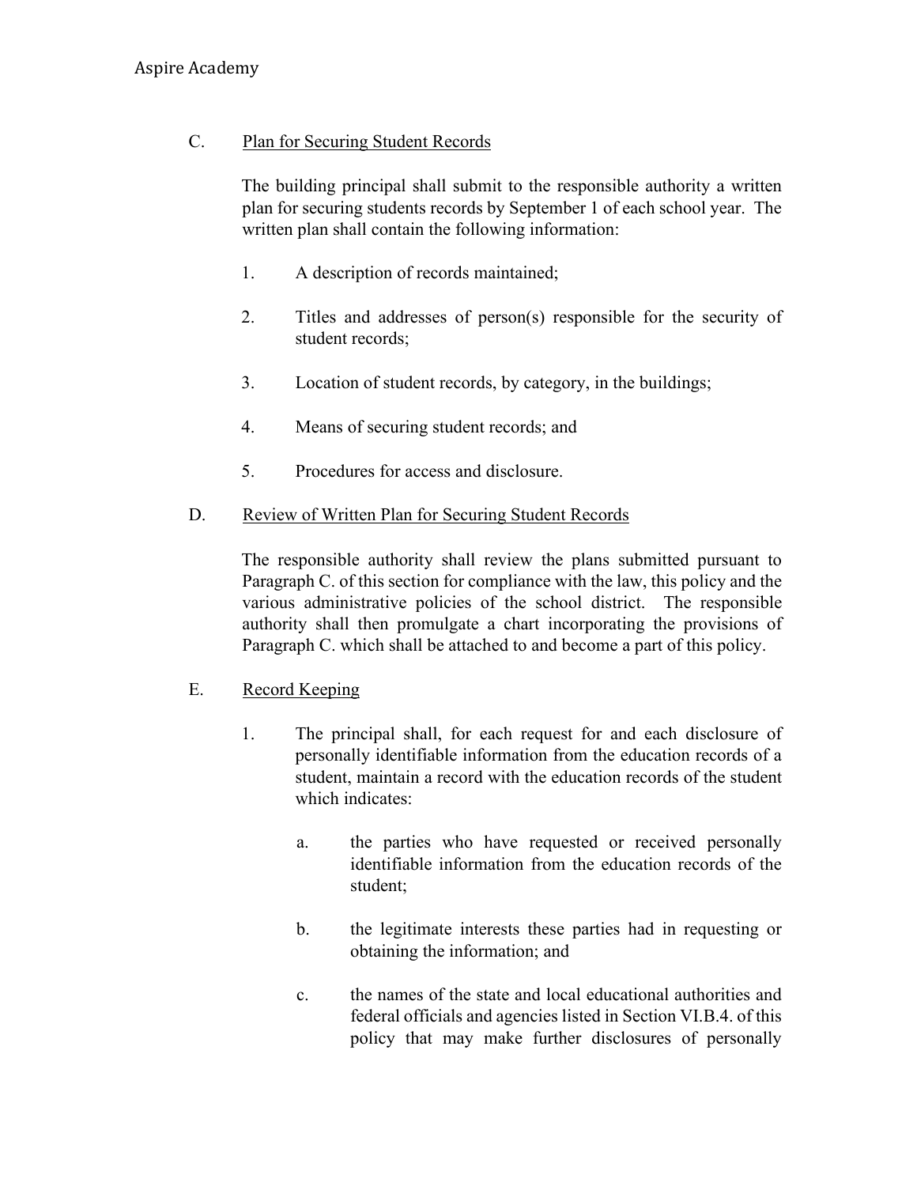C. Plan for Securing Student Records

The building principal shall submit to the responsible authority a written plan for securing students records by September 1 of each school year. The written plan shall contain the following information:

1. A description of records maintained;

2. Titles and addresses of person(s) responsible for the security of student records;

3. Location of student records, by category, in the buildings;

4. Means of securing student records; and

5. Procedures for access and disclosure.

D. Review of Written Plan for Securing Student Records

The responsible authority shall review the plans submitted pursuant to Paragraph C. of this section for compliance with the law, this policy and the various administrative policies of the school district. The responsible authority shall then promulgate a chart incorporating the provisions of Paragraph C. which shall be attached to and become a part of this policy.

E. Record Keeping

1. The principal shall, for each request for and each disclosure of personally identifiable information from the education records of a student, maintain a record with the education records of the student which indicates:

   a. the parties who have requested or received personally identifiable information from the education records of the student;

   b. the legitimate interests these parties had in requesting or obtaining the information; and

   c. the names of the state and local educational authorities and federal officials and agencies listed in Section VI.B.4. of this policy that may make further disclosures of personally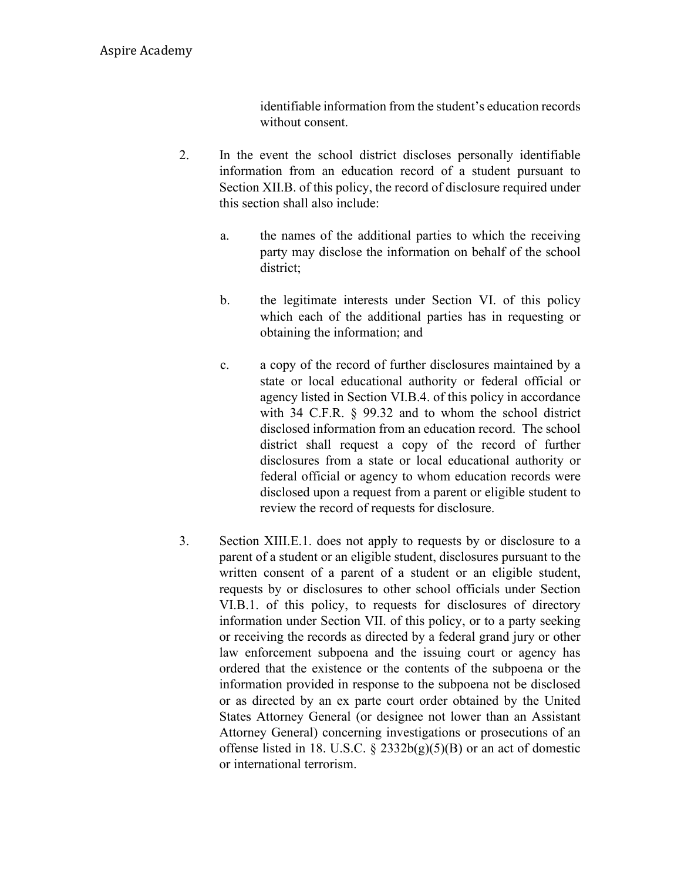identifiable information from the student's education records without consent.

2. In the event the school district discloses personally identifiable information from an education record of a student pursuant to Section XII.B. of this policy, the record of disclosure required under this section shall also include:

   a. the names of the additional parties to which the receiving party may disclose the information on behalf of the school district;

   b. the legitimate interests under Section VI. of this policy which each of the additional parties has in requesting or obtaining the information; and

   c. a copy of the record of further disclosures maintained by a state or local educational authority or federal official or agency listed in Section VI.B.4. of this policy in accordance with 34 C.F.R. § 99.32 and to whom the school district disclosed information from an education record. The school district shall request a copy of the record of further disclosures from a state or local educational authority or federal official or agency to whom education records were disclosed upon a request from a parent or eligible student to review the record of requests for disclosure.

3. Section XIII.E.1. does not apply to requests by or disclosure to a parent of a student or an eligible student, disclosures pursuant to the written consent of a parent of a student or an eligible student, requests by or disclosures to other school officials under Section VI.B.1. of this policy, to requests for disclosures of directory information under Section VII. of this policy, or to a party seeking or receiving the records as directed by a federal grand jury or other law enforcement subpoena and the issuing court or agency has ordered that the existence or the contents of the subpoena or the information provided in response to the subpoena not be disclosed or as directed by an ex parte court order obtained by the United States Attorney General (or designee not lower than an Assistant Attorney General) concerning investigations or prosecutions of an offense listed in 18. U.S.C. § 2332b(g)(5)(B) or an act of domestic or international terrorism.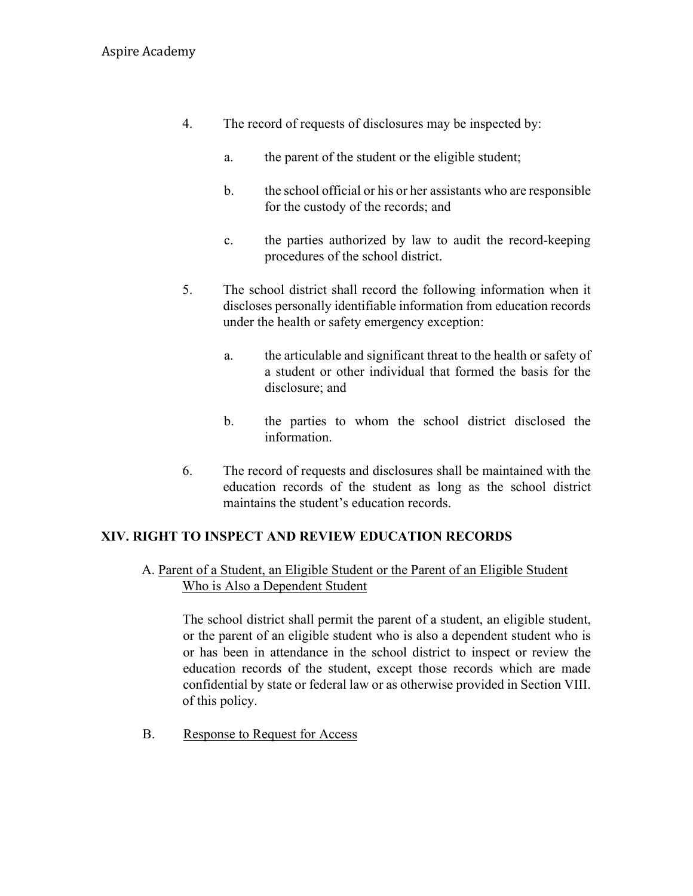4. The record of requests of disclosures may be inspected by:

   a. the parent of the student or the eligible student;

   b. the school official or his or her assistants who are responsible for the custody of the records; and

   c. the parties authorized by law to audit the record-keeping procedures of the school district.

5. The school district shall record the following information when it discloses personally identifiable information from education records under the health or safety emergency exception:

   a. the articulable and significant threat to the health or safety of a student or other individual that formed the basis for the disclosure; and

   b. the parties to whom the school district disclosed the information.

6. The record of requests and disclosures shall be maintained with the education records of the student as long as the school district maintains the student's education records.

## XIV. RIGHT TO INSPECT AND REVIEW EDUCATION RECORDS

A. Parent of a Student, an Eligible Student or the Parent of an Eligible Student Who is Also a Dependent Student

The school district shall permit the parent of a student, an eligible student, or the parent of an eligible student who is also a dependent student who is or has been in attendance in the school district to inspect or review the education records of the student, except those records which are made confidential by state or federal law or as otherwise provided in Section VIII. of this policy.

B. Response to Request for Access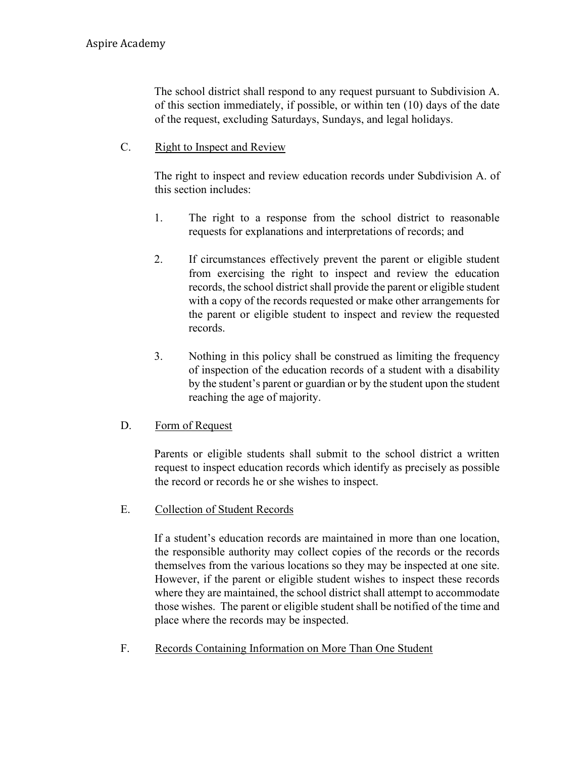The school district shall respond to any request pursuant to Subdivision A. of this section immediately, if possible, or within ten (10) days of the date of the request, excluding Saturdays, Sundays, and legal holidays.

C. Right to Inspect and Review

The right to inspect and review education records under Subdivision A. of this section includes:

1. The right to a response from the school district to reasonable requests for explanations and interpretations of records; and

2. If circumstances effectively prevent the parent or eligible student from exercising the right to inspect and review the education records, the school district shall provide the parent or eligible student with a copy of the records requested or make other arrangements for the parent or eligible student to inspect and review the requested records.

3. Nothing in this policy shall be construed as limiting the frequency of inspection of the education records of a student with a disability by the student's parent or guardian or by the student upon the student reaching the age of majority.

D. Form of Request

Parents or eligible students shall submit to the school district a written request to inspect education records which identify as precisely as possible the record or records he or she wishes to inspect.

E. Collection of Student Records

If a student's education records are maintained in more than one location, the responsible authority may collect copies of the records or the records themselves from the various locations so they may be inspected at one site. However, if the parent or eligible student wishes to inspect these records where they are maintained, the school district shall attempt to accommodate those wishes. The parent or eligible student shall be notified of the time and place where the records may be inspected.

F. Records Containing Information on More Than One Student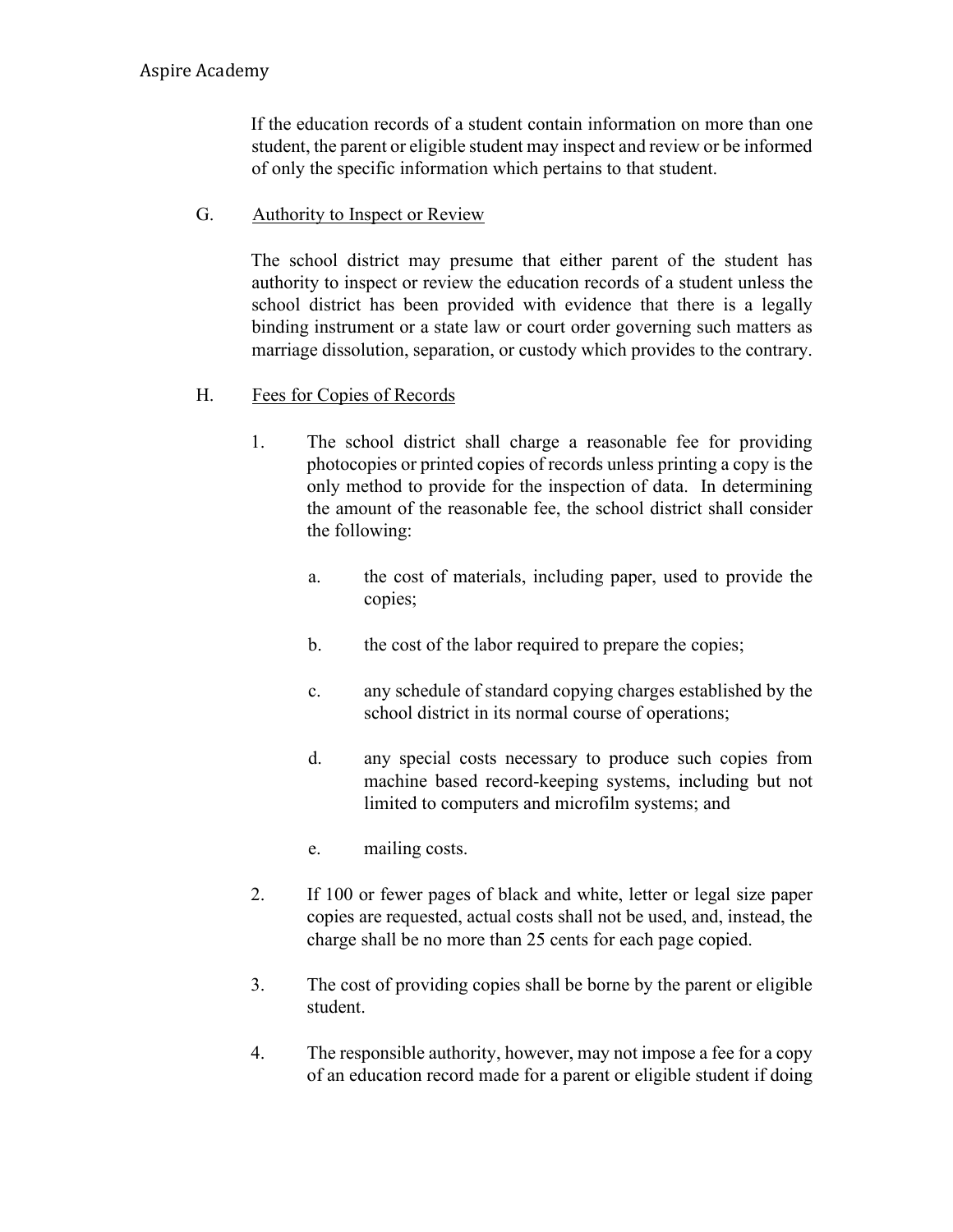If the education records of a student contain information on more than one student, the parent or eligible student may inspect and review or be informed of only the specific information which pertains to that student.

G. Authority to Inspect or Review

The school district may presume that either parent of the student has authority to inspect or review the education records of a student unless the school district has been provided with evidence that there is a legally binding instrument or a state law or court order governing such matters as marriage dissolution, separation, or custody which provides to the contrary.

H. Fees for Copies of Records

1. The school district shall charge a reasonable fee for providing photocopies or printed copies of records unless printing a copy is the only method to provide for the inspection of data. In determining the amount of the reasonable fee, the school district shall consider the following:

   a. the cost of materials, including paper, used to provide the copies;

   b. the cost of the labor required to prepare the copies;

   c. any schedule of standard copying charges established by the school district in its normal course of operations;

   d. any special costs necessary to produce such copies from machine based record-keeping systems, including but not limited to computers and microfilm systems; and

   e. mailing costs.

2. If 100 or fewer pages of black and white, letter or legal size paper copies are requested, actual costs shall not be used, and, instead, the charge shall be no more than 25 cents for each page copied.

3. The cost of providing copies shall be borne by the parent or eligible student.

4. The responsible authority, however, may not impose a fee for a copy of an education record made for a parent or eligible student if doing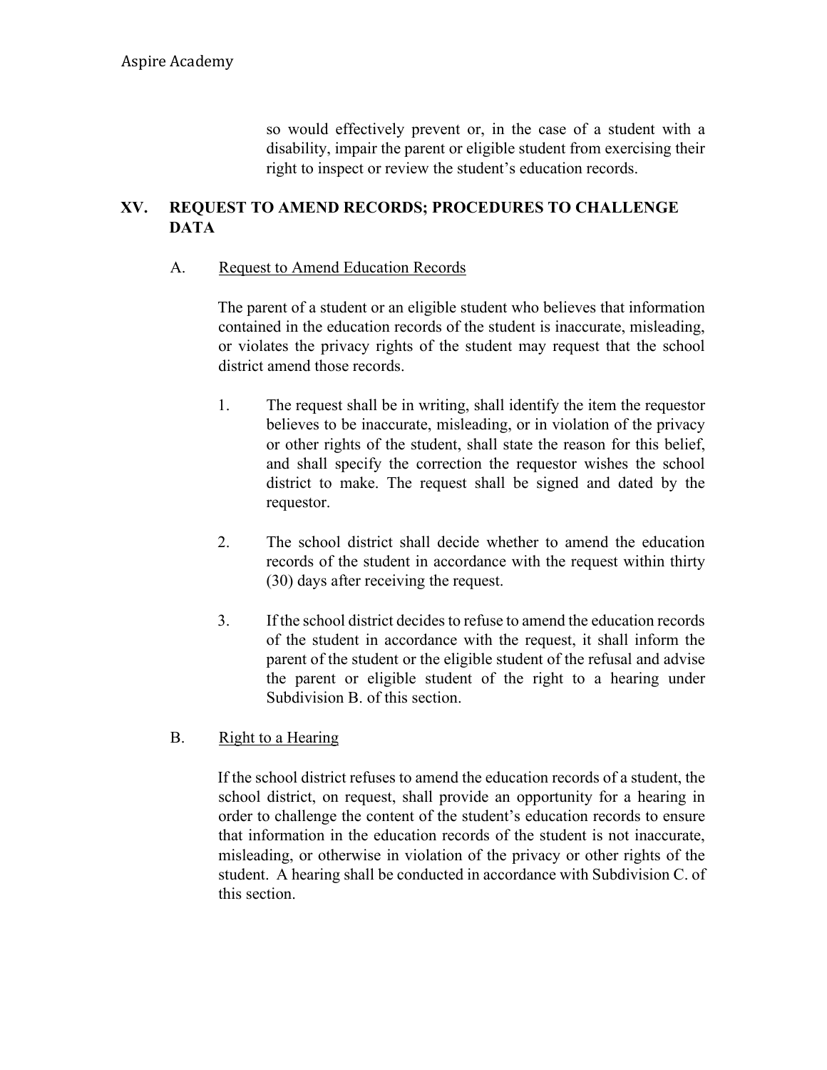so would effectively prevent or, in the case of a student with a disability, impair the parent or eligible student from exercising their right to inspect or review the student's education records.

## XV. REQUEST TO AMEND RECORDS; PROCEDURES TO CHALLENGE DATA

### A. Request to Amend Education Records

The parent of a student or an eligible student who believes that information contained in the education records of the student is inaccurate, misleading, or violates the privacy rights of the student may request that the school district amend those records.

1. The request shall be in writing, shall identify the item the requestor believes to be inaccurate, misleading, or in violation of the privacy or other rights of the student, shall state the reason for this belief, and shall specify the correction the requestor wishes the school district to make. The request shall be signed and dated by the requestor.

2. The school district shall decide whether to amend the education records of the student in accordance with the request within thirty (30) days after receiving the request.

3. If the school district decides to refuse to amend the education records of the student in accordance with the request, it shall inform the parent of the student or the eligible student of the refusal and advise the parent or eligible student of the right to a hearing under Subdivision B. of this section.

### B. Right to a Hearing

If the school district refuses to amend the education records of a student, the school district, on request, shall provide an opportunity for a hearing in order to challenge the content of the student's education records to ensure that information in the education records of the student is not inaccurate, misleading, or otherwise in violation of the privacy or other rights of the student. A hearing shall be conducted in accordance with Subdivision C. of this section.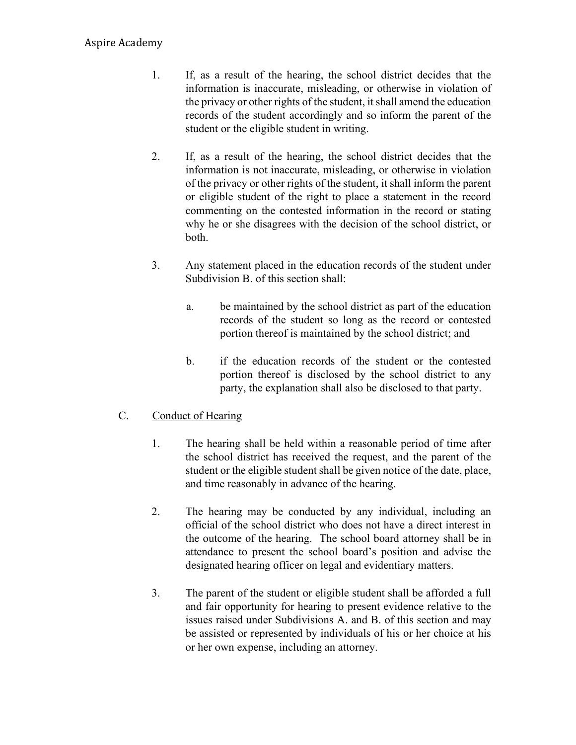1. If, as a result of the hearing, the school district decides that the information is inaccurate, misleading, or otherwise in violation of the privacy or other rights of the student, it shall amend the education records of the student accordingly and so inform the parent of the student or the eligible student in writing.

2. If, as a result of the hearing, the school district decides that the information is not inaccurate, misleading, or otherwise in violation of the privacy or other rights of the student, it shall inform the parent or eligible student of the right to place a statement in the record commenting on the contested information in the record or stating why he or she disagrees with the decision of the school district, or both.

3. Any statement placed in the education records of the student under Subdivision B. of this section shall:

   a. be maintained by the school district as part of the education records of the student so long as the record or contested portion thereof is maintained by the school district; and

   b. if the education records of the student or the contested portion thereof is disclosed by the school district to any party, the explanation shall also be disclosed to that party.

C. Conduct of Hearing

1. The hearing shall be held within a reasonable period of time after the school district has received the request, and the parent of the student or the eligible student shall be given notice of the date, place, and time reasonably in advance of the hearing.

2. The hearing may be conducted by any individual, including an official of the school district who does not have a direct interest in the outcome of the hearing. The school board attorney shall be in attendance to present the school board's position and advise the designated hearing officer on legal and evidentiary matters.

3. The parent of the student or eligible student shall be afforded a full and fair opportunity for hearing to present evidence relative to the issues raised under Subdivisions A. and B. of this section and may be assisted or represented by individuals of his or her choice at his or her own expense, including an attorney.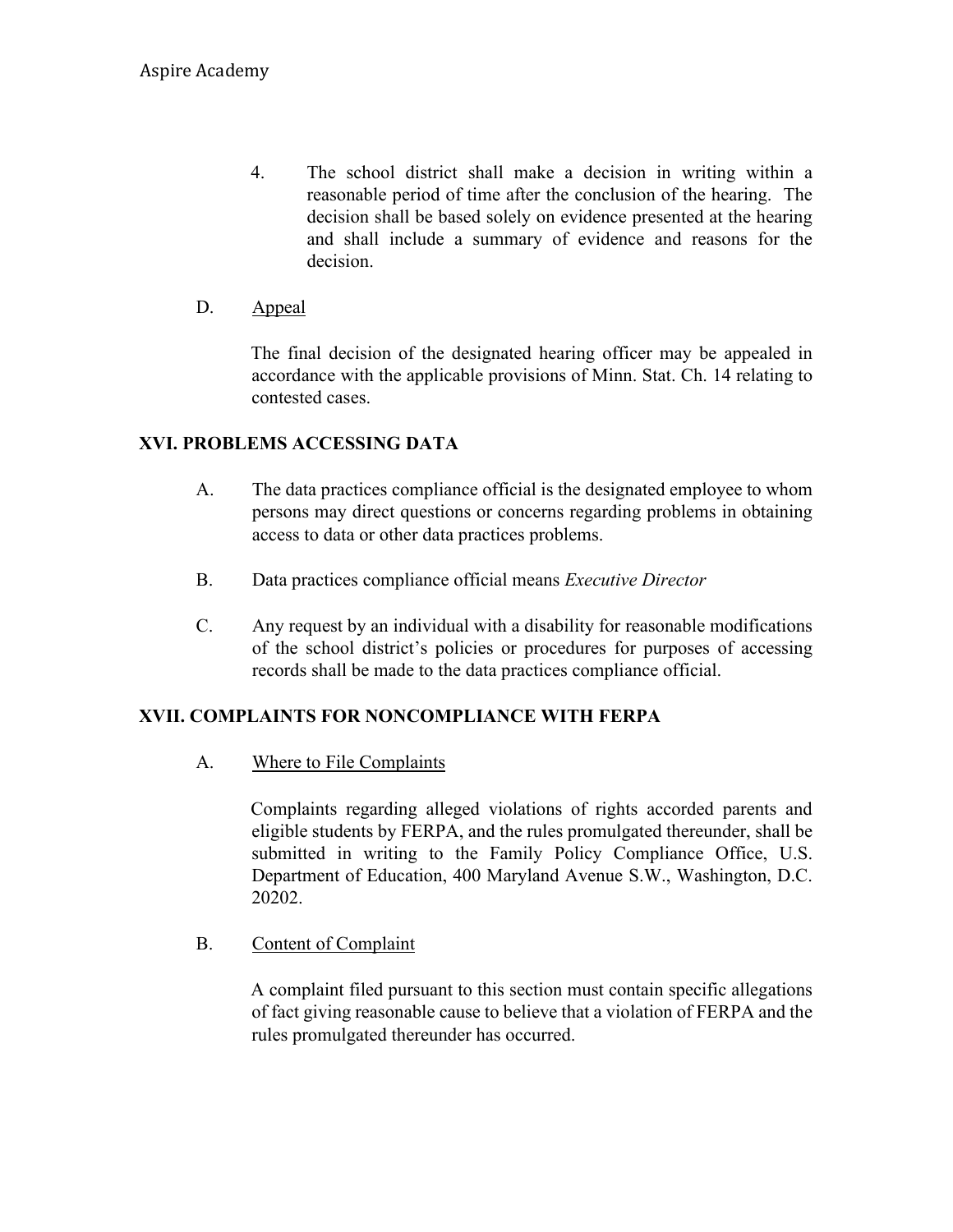4. The school district shall make a decision in writing within a reasonable period of time after the conclusion of the hearing. The decision shall be based solely on evidence presented at the hearing and shall include a summary of evidence and reasons for the decision.

D. Appeal

The final decision of the designated hearing officer may be appealed in accordance with the applicable provisions of Minn. Stat. Ch. 14 relating to contested cases.

## XVI. PROBLEMS ACCESSING DATA

A. The data practices compliance official is the designated employee to whom persons may direct questions or concerns regarding problems in obtaining access to data or other data practices problems.

B. Data practices compliance official means *Executive Director*

C. Any request by an individual with a disability for reasonable modifications of the school district's policies or procedures for purposes of accessing records shall be made to the data practices compliance official.

## XVII. COMPLAINTS FOR NONCOMPLIANCE WITH FERPA

A. Where to File Complaints

Complaints regarding alleged violations of rights accorded parents and eligible students by FERPA, and the rules promulgated thereunder, shall be submitted in writing to the Family Policy Compliance Office, U.S. Department of Education, 400 Maryland Avenue S.W., Washington, D.C. 20202.

B. Content of Complaint

A complaint filed pursuant to this section must contain specific allegations of fact giving reasonable cause to believe that a violation of FERPA and the rules promulgated thereunder has occurred.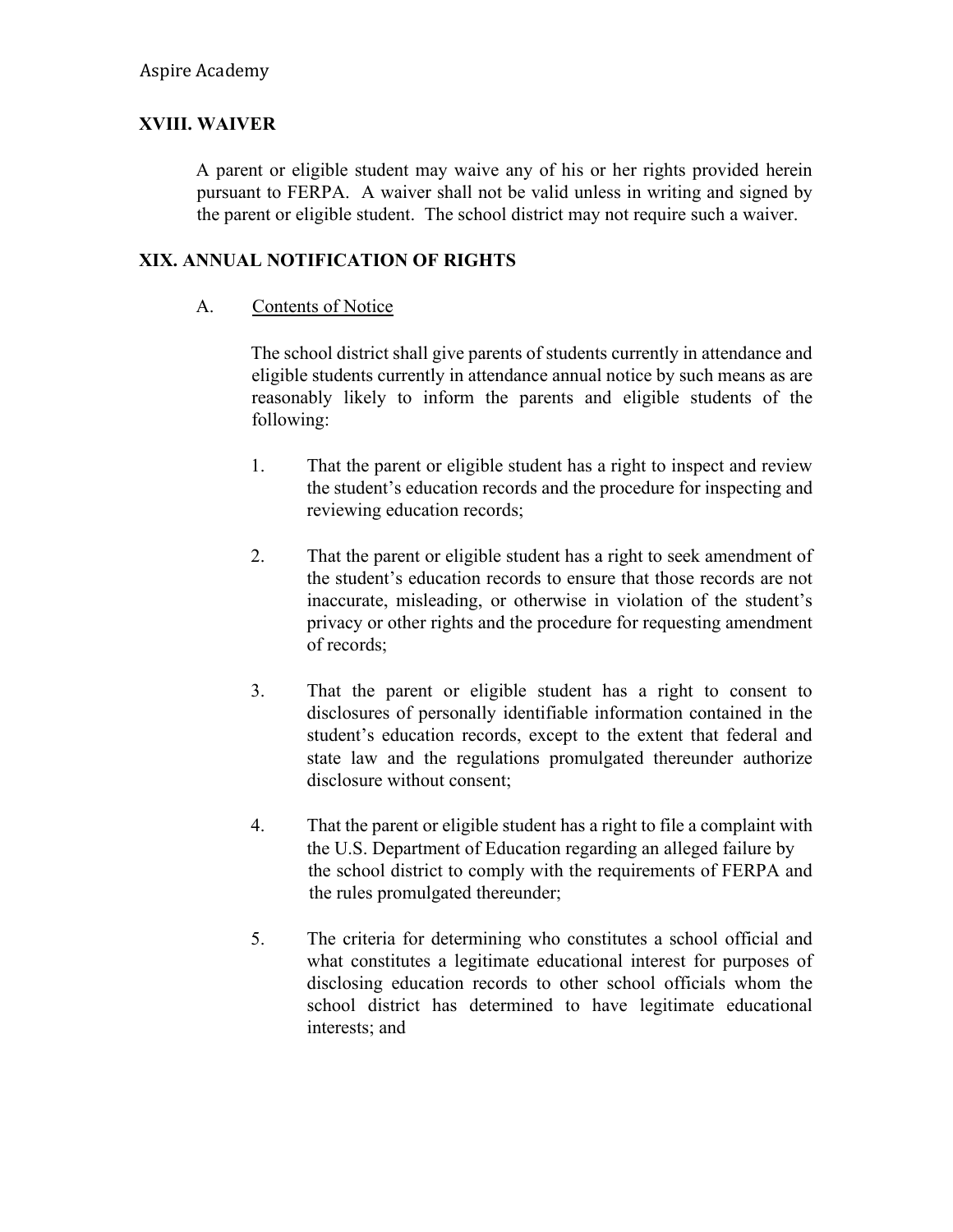## XVIII. WAIVER

A parent or eligible student may waive any of his or her rights provided herein pursuant to FERPA. A waiver shall not be valid unless in writing and signed by the parent or eligible student. The school district may not require such a waiver.

## XIX. ANNUAL NOTIFICATION OF RIGHTS

### A. Contents of Notice

The school district shall give parents of students currently in attendance and eligible students currently in attendance annual notice by such means as are reasonably likely to inform the parents and eligible students of the following:

1. That the parent or eligible student has a right to inspect and review the student's education records and the procedure for inspecting and reviewing education records;

2. That the parent or eligible student has a right to seek amendment of the student's education records to ensure that those records are not inaccurate, misleading, or otherwise in violation of the student's privacy or other rights and the procedure for requesting amendment of records;

3. That the parent or eligible student has a right to consent to disclosures of personally identifiable information contained in the student's education records, except to the extent that federal and state law and the regulations promulgated thereunder authorize disclosure without consent;

4. That the parent or eligible student has a right to file a complaint with the U.S. Department of Education regarding an alleged failure by the school district to comply with the requirements of FERPA and the rules promulgated thereunder;

5. The criteria for determining who constitutes a school official and what constitutes a legitimate educational interest for purposes of disclosing education records to other school officials whom the school district has determined to have legitimate educational interests; and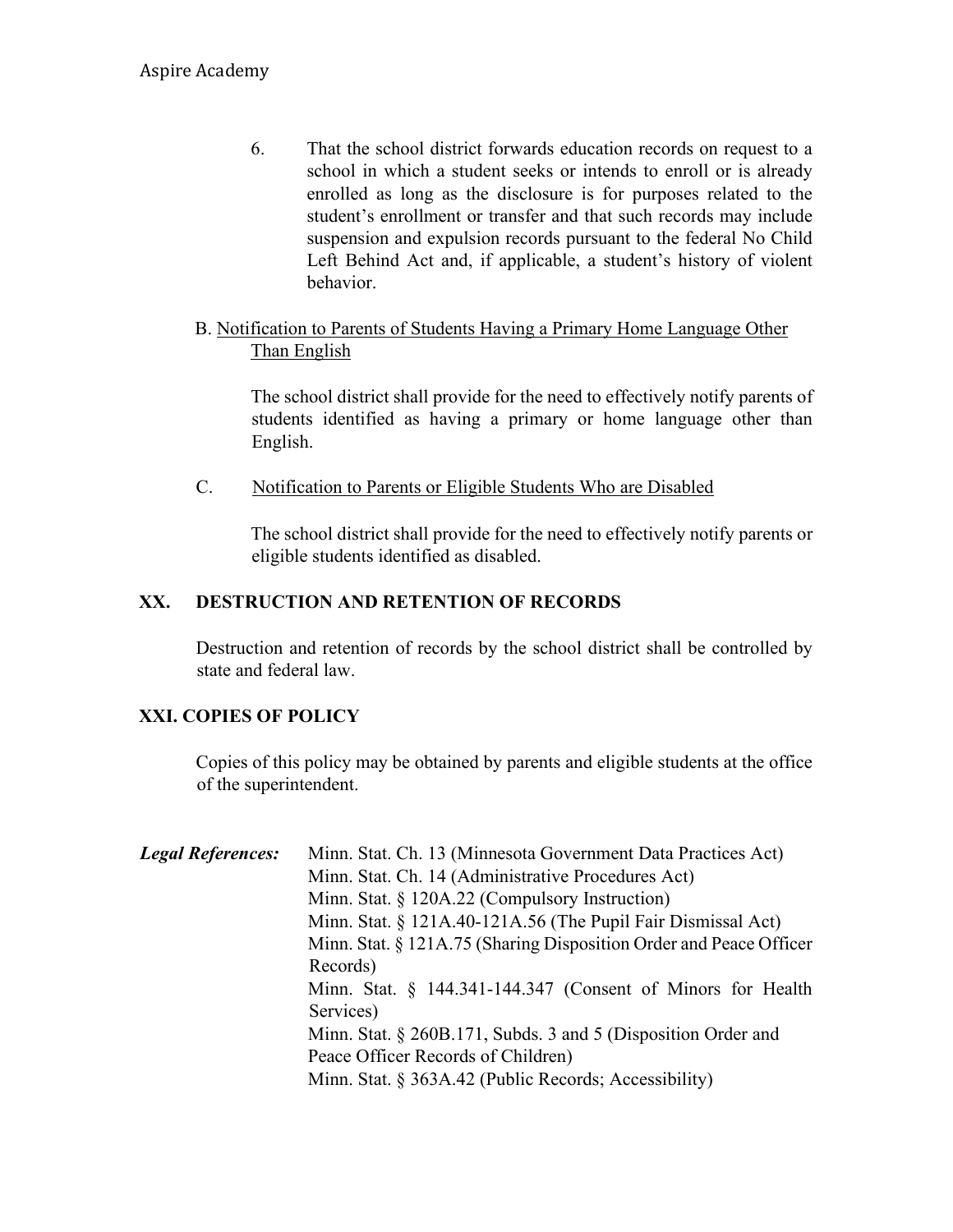6. That the school district forwards education records on request to a school in which a student seeks or intends to enroll or is already enrolled as long as the disclosure is for purposes related to the student's enrollment or transfer and that such records may include suspension and expulsion records pursuant to the federal No Child Left Behind Act and, if applicable, a student's history of violent behavior.

B. <u>Notification to Parents of Students Having a Primary Home Language Other Than English</u>

The school district shall provide for the need to effectively notify parents of students identified as having a primary or home language other than English.

C. <u>Notification to Parents or Eligible Students Who are Disabled</u>

The school district shall provide for the need to effectively notify parents or eligible students identified as disabled.

## XX. DESTRUCTION AND RETENTION OF RECORDS

Destruction and retention of records by the school district shall be controlled by state and federal law.

## XXI. COPIES OF POLICY

Copies of this policy may be obtained by parents and eligible students at the office of the superintendent.

***Legal References:***

Minn. Stat. Ch. 13 (Minnesota Government Data Practices Act)
Minn. Stat. Ch. 14 (Administrative Procedures Act)
Minn. Stat. § 120A.22 (Compulsory Instruction)
Minn. Stat. § 121A.40-121A.56 (The Pupil Fair Dismissal Act)
Minn. Stat. § 121A.75 (Sharing Disposition Order and Peace Officer Records)
Minn. Stat. § 144.341-144.347 (Consent of Minors for Health Services)
Minn. Stat. § 260B.171, Subds. 3 and 5 (Disposition Order and Peace Officer Records of Children)
Minn. Stat. § 363A.42 (Public Records; Accessibility)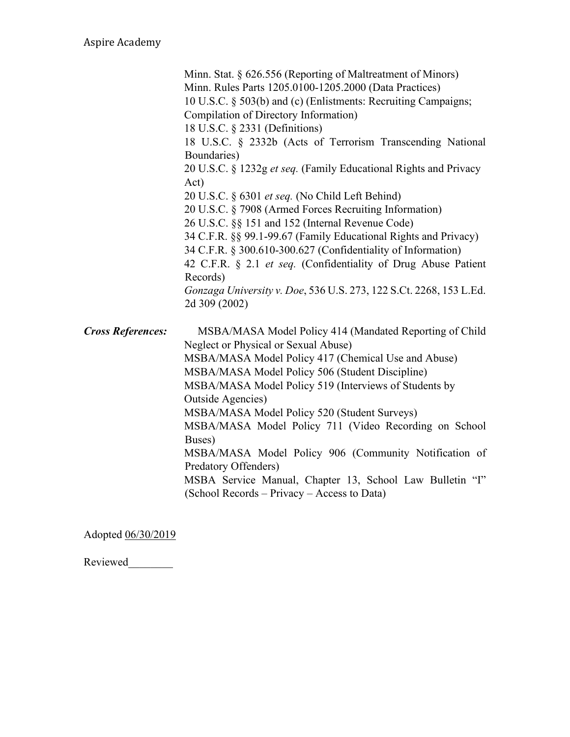Minn. Stat. § 626.556 (Reporting of Maltreatment of Minors)
Minn. Rules Parts 1205.0100-1205.2000 (Data Practices)
10 U.S.C. § 503(b) and (c) (Enlistments: Recruiting Campaigns; Compilation of Directory Information)
18 U.S.C. § 2331 (Definitions)
18 U.S.C. § 2332b (Acts of Terrorism Transcending National Boundaries)
20 U.S.C. § 1232g *et seq.* (Family Educational Rights and Privacy Act)
20 U.S.C. § 6301 *et seq.* (No Child Left Behind)
20 U.S.C. § 7908 (Armed Forces Recruiting Information)
26 U.S.C. §§ 151 and 152 (Internal Revenue Code)
34 C.F.R. §§ 99.1-99.67 (Family Educational Rights and Privacy)
34 C.F.R. § 300.610-300.627 (Confidentiality of Information)
42 C.F.R. § 2.1 *et seq.* (Confidentiality of Drug Abuse Patient Records)
*Gonzaga University v. Doe*, 536 U.S. 273, 122 S.Ct. 2268, 153 L.Ed. 2d 309 (2002)

***Cross References:*** MSBA/MASA Model Policy 414 (Mandated Reporting of Child Neglect or Physical or Sexual Abuse)
MSBA/MASA Model Policy 417 (Chemical Use and Abuse)
MSBA/MASA Model Policy 506 (Student Discipline)
MSBA/MASA Model Policy 519 (Interviews of Students by Outside Agencies)
MSBA/MASA Model Policy 520 (Student Surveys)
MSBA/MASA Model Policy 711 (Video Recording on School Buses)
MSBA/MASA Model Policy 906 (Community Notification of Predatory Offenders)
MSBA Service Manual, Chapter 13, School Law Bulletin "I" (School Records – Privacy – Access to Data)

Adopted 06/30/2019

Reviewed________